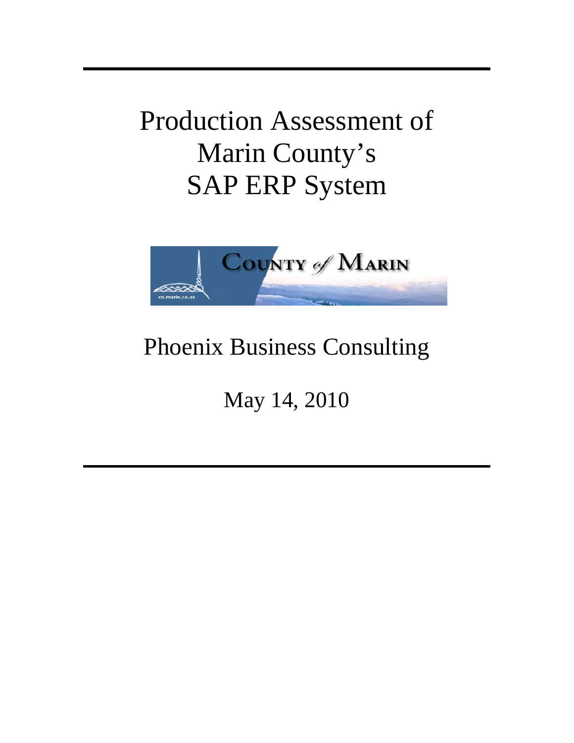# Production Assessment of Marin County's SAP ERP System

Phoenix Business Consulting

May 14, 2010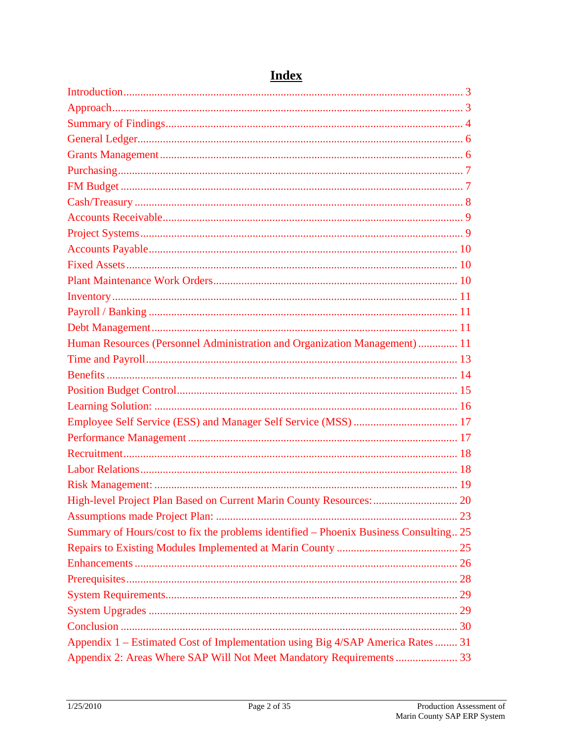# Index

| | |
|---|---|
| Introduction | 3 |
| Approach | 3 |
| Summary of Findings | 4 |
| General Ledger | 6 |
| Grants Management | 6 |
| Purchasing | 7 |
| FM Budget | 7 |
| Cash/Treasury | 8 |
| Accounts Receivable | 9 |
| Project Systems | 9 |
| Accounts Payable | 10 |
| Fixed Assets | 10 |
| Plant Maintenance Work Orders | 10 |
| Inventory | 11 |
| Payroll / Banking | 11 |
| Debt Management | 11 |
| Human Resources (Personnel Administration and Organization Management) | 11 |
| Time and Payroll | 13 |
| Benefits | 14 |
| Position Budget Control | 15 |
| Learning Solution: | 16 |
| Employee Self Service (ESS) and Manager Self Service (MSS) | 17 |
| Performance Management | 17 |
| Recruitment | 18 |
| Labor Relations | 18 |
| Risk Management: | 19 |
| High-level Project Plan Based on Current Marin County Resources: | 20 |
| Assumptions made Project Plan: | 23 |
| Summary of Hours/cost to fix the problems identified – Phoenix Business Consulting | 25 |
| Repairs to Existing Modules Implemented at Marin County | 25 |
| Enhancements | 26 |
| Prerequisites | 28 |
| System Requirements | 29 |
| System Upgrades | 29 |
| Conclusion | 30 |
| Appendix 1 – Estimated Cost of Implementation using Big 4/SAP America Rates | 31 |
| Appendix 2: Areas Where SAP Will Not Meet Mandatory Requirements | 33 |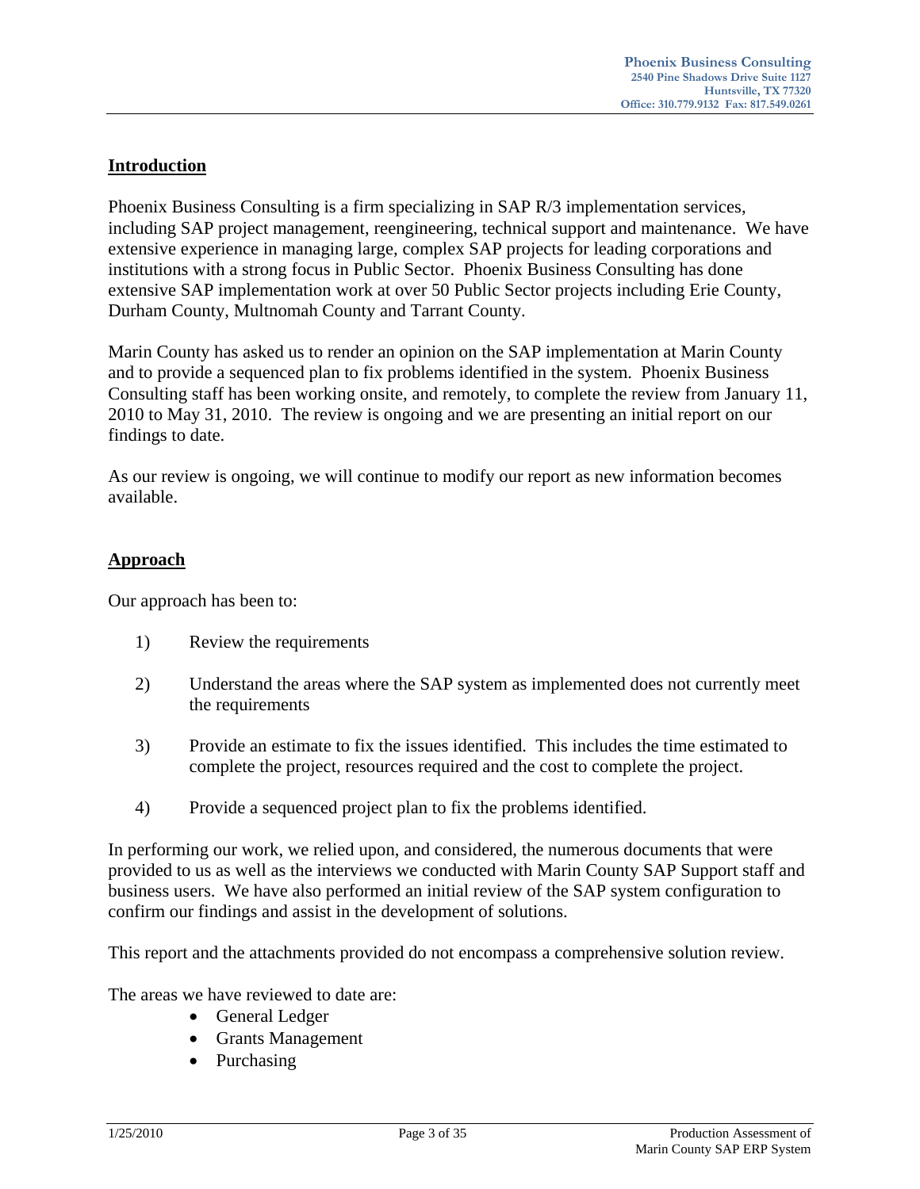## Introduction

Phoenix Business Consulting is a firm specializing in SAP R/3 implementation services, including SAP project management, reengineering, technical support and maintenance. We have extensive experience in managing large, complex SAP projects for leading corporations and institutions with a strong focus in Public Sector. Phoenix Business Consulting has done extensive SAP implementation work at over 50 Public Sector projects including Erie County, Durham County, Multnomah County and Tarrant County.

Marin County has asked us to render an opinion on the SAP implementation at Marin County and to provide a sequenced plan to fix problems identified in the system. Phoenix Business Consulting staff has been working onsite, and remotely, to complete the review from January 11, 2010 to May 31, 2010. The review is ongoing and we are presenting an initial report on our findings to date.

As our review is ongoing, we will continue to modify our report as new information becomes available.

## Approach

Our approach has been to:

1) Review the requirements
2) Understand the areas where the SAP system as implemented does not currently meet the requirements
3) Provide an estimate to fix the issues identified. This includes the time estimated to complete the project, resources required and the cost to complete the project.
4) Provide a sequenced project plan to fix the problems identified.

In performing our work, we relied upon, and considered, the numerous documents that were provided to us as well as the interviews we conducted with Marin County SAP Support staff and business users. We have also performed an initial review of the SAP system configuration to confirm our findings and assist in the development of solutions.

This report and the attachments provided do not encompass a comprehensive solution review.

The areas we have reviewed to date are:

- General Ledger
- Grants Management
- Purchasing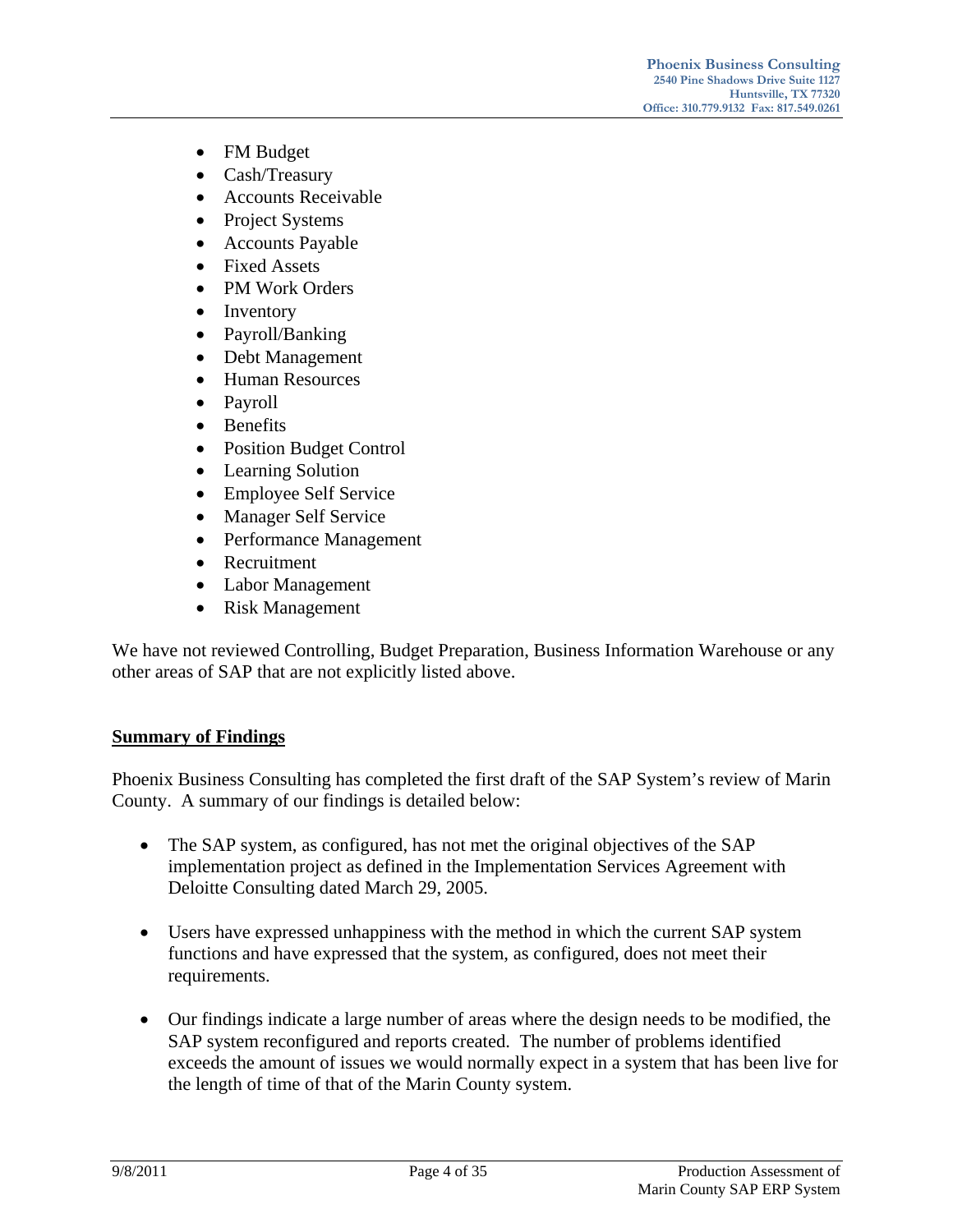- FM Budget
- Cash/Treasury
- Accounts Receivable
- Project Systems
- Accounts Payable
- Fixed Assets
- PM Work Orders
- Inventory
- Payroll/Banking
- Debt Management
- Human Resources
- Payroll
- Benefits
- Position Budget Control
- Learning Solution
- Employee Self Service
- Manager Self Service
- Performance Management
- Recruitment
- Labor Management
- Risk Management

We have not reviewed Controlling, Budget Preparation, Business Information Warehouse or any other areas of SAP that are not explicitly listed above.

## Summary of Findings

Phoenix Business Consulting has completed the first draft of the SAP System's review of Marin County. A summary of our findings is detailed below:

- The SAP system, as configured, has not met the original objectives of the SAP implementation project as defined in the Implementation Services Agreement with Deloitte Consulting dated March 29, 2005.

- Users have expressed unhappiness with the method in which the current SAP system functions and have expressed that the system, as configured, does not meet their requirements.

- Our findings indicate a large number of areas where the design needs to be modified, the SAP system reconfigured and reports created. The number of problems identified exceeds the amount of issues we would normally expect in a system that has been live for the length of time of that of the Marin County system.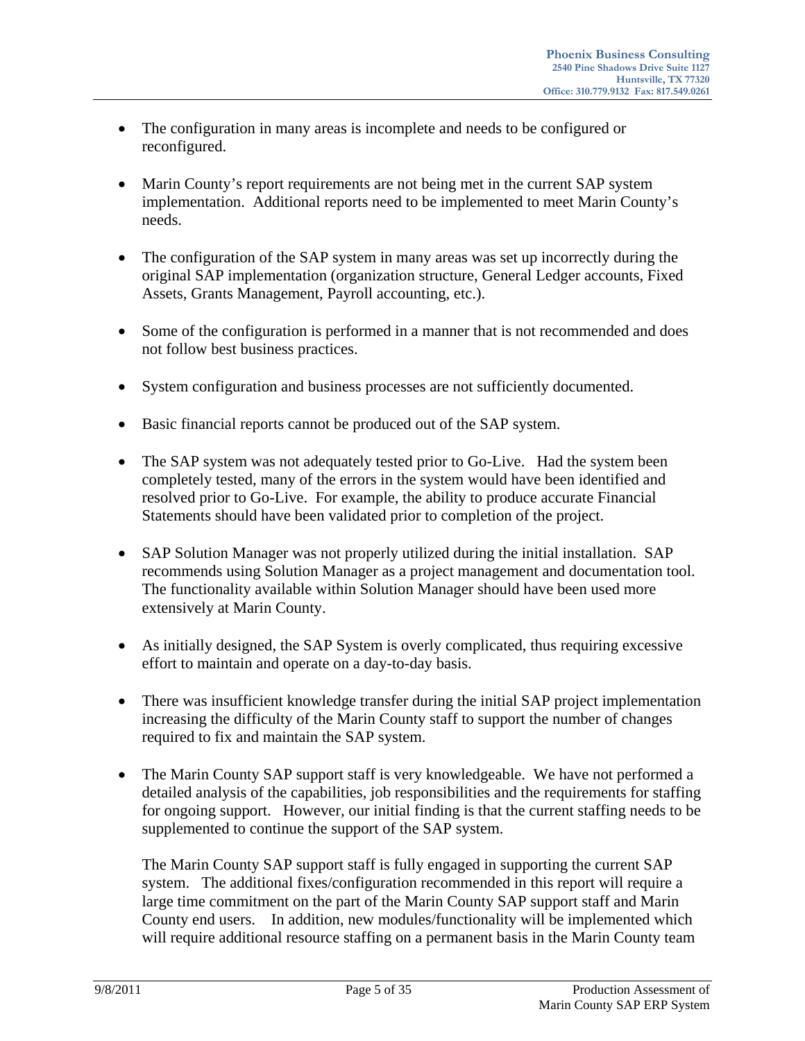- The configuration in many areas is incomplete and needs to be configured or reconfigured.

- Marin County's report requirements are not being met in the current SAP system implementation. Additional reports need to be implemented to meet Marin County's needs.

- The configuration of the SAP system in many areas was set up incorrectly during the original SAP implementation (organization structure, General Ledger accounts, Fixed Assets, Grants Management, Payroll accounting, etc.).

- Some of the configuration is performed in a manner that is not recommended and does not follow best business practices.

- System configuration and business processes are not sufficiently documented.

- Basic financial reports cannot be produced out of the SAP system.

- The SAP system was not adequately tested prior to Go-Live. Had the system been completely tested, many of the errors in the system would have been identified and resolved prior to Go-Live. For example, the ability to produce accurate Financial Statements should have been validated prior to completion of the project.

- SAP Solution Manager was not properly utilized during the initial installation. SAP recommends using Solution Manager as a project management and documentation tool. The functionality available within Solution Manager should have been used more extensively at Marin County.

- As initially designed, the SAP System is overly complicated, thus requiring excessive effort to maintain and operate on a day-to-day basis.

- There was insufficient knowledge transfer during the initial SAP project implementation increasing the difficulty of the Marin County staff to support the number of changes required to fix and maintain the SAP system.

- The Marin County SAP support staff is very knowledgeable. We have not performed a detailed analysis of the capabilities, job responsibilities and the requirements for staffing for ongoing support. However, our initial finding is that the current staffing needs to be supplemented to continue the support of the SAP system.

  The Marin County SAP support staff is fully engaged in supporting the current SAP system. The additional fixes/configuration recommended in this report will require a large time commitment on the part of the Marin County SAP support staff and Marin County end users. In addition, new modules/functionality will be implemented which will require additional resource staffing on a permanent basis in the Marin County team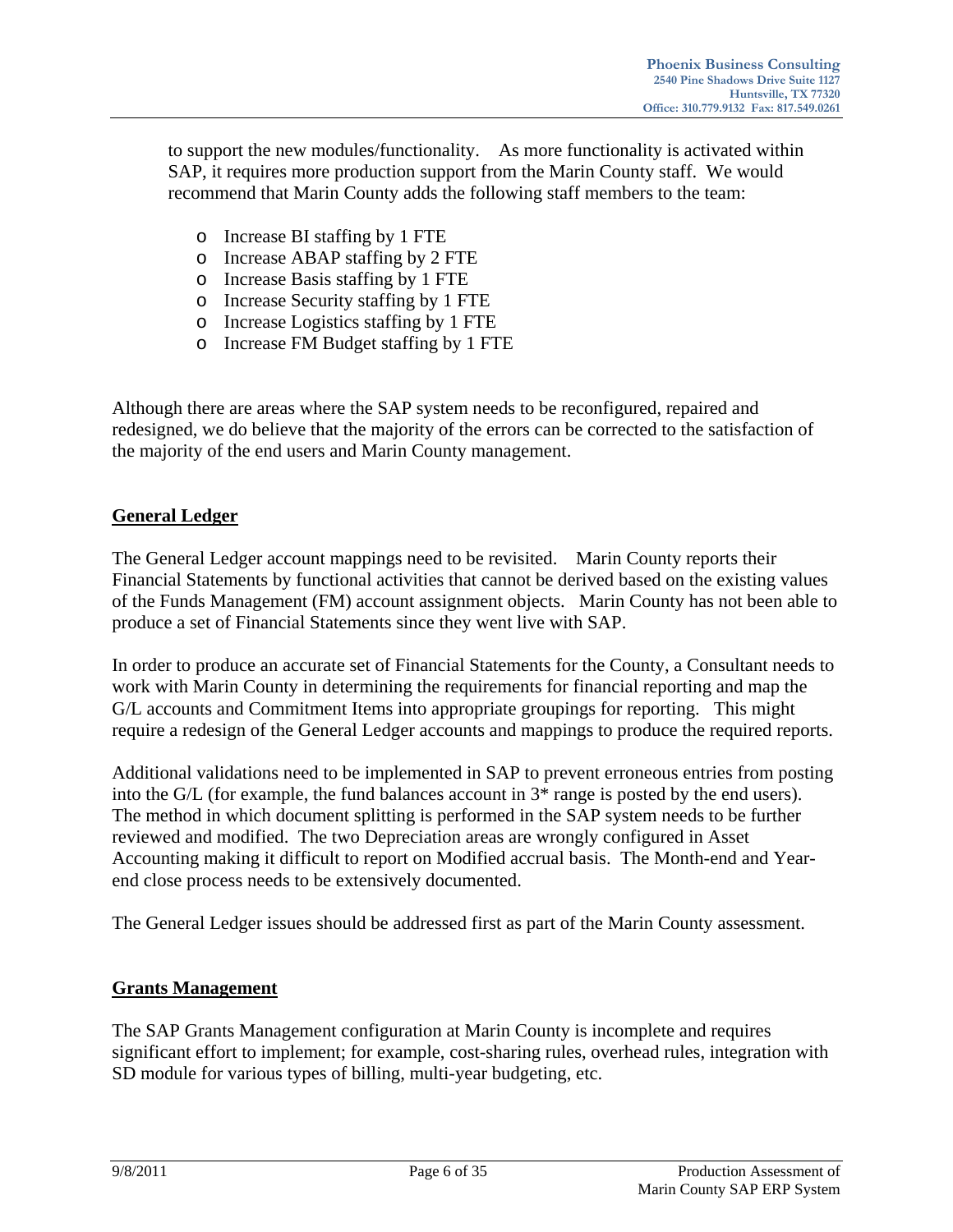to support the new modules/functionality. As more functionality is activated within SAP, it requires more production support from the Marin County staff. We would recommend that Marin County adds the following staff members to the team:

- Increase BI staffing by 1 FTE
- Increase ABAP staffing by 2 FTE
- Increase Basis staffing by 1 FTE
- Increase Security staffing by 1 FTE
- Increase Logistics staffing by 1 FTE
- Increase FM Budget staffing by 1 FTE

Although there are areas where the SAP system needs to be reconfigured, repaired and redesigned, we do believe that the majority of the errors can be corrected to the satisfaction of the majority of the end users and Marin County management.

## General Ledger

The General Ledger account mappings need to be revisited. Marin County reports their Financial Statements by functional activities that cannot be derived based on the existing values of the Funds Management (FM) account assignment objects. Marin County has not been able to produce a set of Financial Statements since they went live with SAP.

In order to produce an accurate set of Financial Statements for the County, a Consultant needs to work with Marin County in determining the requirements for financial reporting and map the G/L accounts and Commitment Items into appropriate groupings for reporting. This might require a redesign of the General Ledger accounts and mappings to produce the required reports.

Additional validations need to be implemented in SAP to prevent erroneous entries from posting into the G/L (for example, the fund balances account in 3* range is posted by the end users). The method in which document splitting is performed in the SAP system needs to be further reviewed and modified. The two Depreciation areas are wrongly configured in Asset Accounting making it difficult to report on Modified accrual basis. The Month-end and Year-end close process needs to be extensively documented.

The General Ledger issues should be addressed first as part of the Marin County assessment.

## Grants Management

The SAP Grants Management configuration at Marin County is incomplete and requires significant effort to implement; for example, cost-sharing rules, overhead rules, integration with SD module for various types of billing, multi-year budgeting, etc.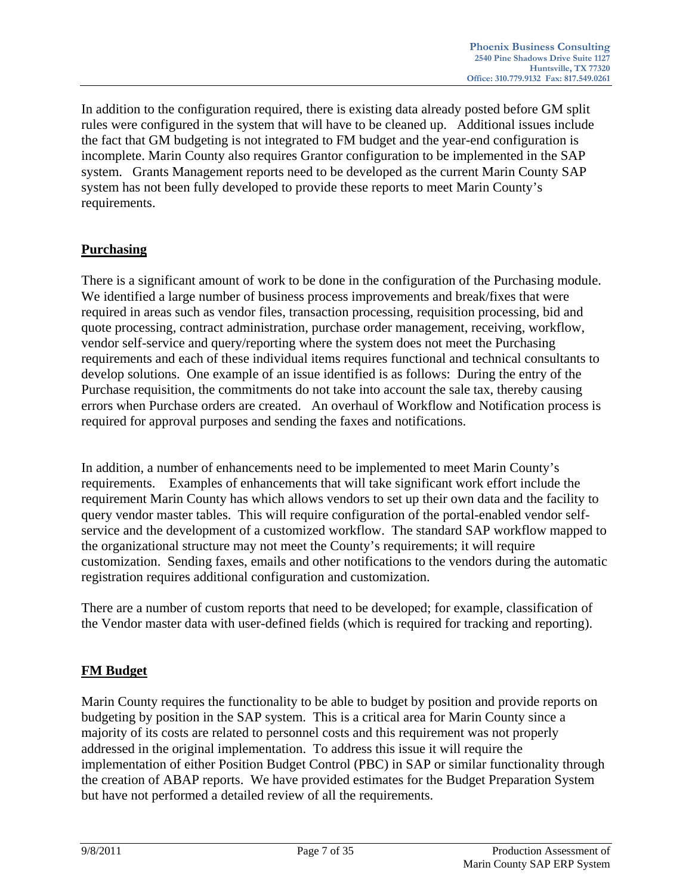In addition to the configuration required, there is existing data already posted before GM split rules were configured in the system that will have to be cleaned up. Additional issues include the fact that GM budgeting is not integrated to FM budget and the year-end configuration is incomplete. Marin County also requires Grantor configuration to be implemented in the SAP system. Grants Management reports need to be developed as the current Marin County SAP system has not been fully developed to provide these reports to meet Marin County's requirements.

## Purchasing

There is a significant amount of work to be done in the configuration of the Purchasing module. We identified a large number of business process improvements and break/fixes that were required in areas such as vendor files, transaction processing, requisition processing, bid and quote processing, contract administration, purchase order management, receiving, workflow, vendor self-service and query/reporting where the system does not meet the Purchasing requirements and each of these individual items requires functional and technical consultants to develop solutions. One example of an issue identified is as follows: During the entry of the Purchase requisition, the commitments do not take into account the sale tax, thereby causing errors when Purchase orders are created. An overhaul of Workflow and Notification process is required for approval purposes and sending the faxes and notifications.

In addition, a number of enhancements need to be implemented to meet Marin County's requirements. Examples of enhancements that will take significant work effort include the requirement Marin County has which allows vendors to set up their own data and the facility to query vendor master tables. This will require configuration of the portal-enabled vendor self-service and the development of a customized workflow. The standard SAP workflow mapped to the organizational structure may not meet the County's requirements; it will require customization. Sending faxes, emails and other notifications to the vendors during the automatic registration requires additional configuration and customization.

There are a number of custom reports that need to be developed; for example, classification of the Vendor master data with user-defined fields (which is required for tracking and reporting).

## FM Budget

Marin County requires the functionality to be able to budget by position and provide reports on budgeting by position in the SAP system. This is a critical area for Marin County since a majority of its costs are related to personnel costs and this requirement was not properly addressed in the original implementation. To address this issue it will require the implementation of either Position Budget Control (PBC) in SAP or similar functionality through the creation of ABAP reports. We have provided estimates for the Budget Preparation System but have not performed a detailed review of all the requirements.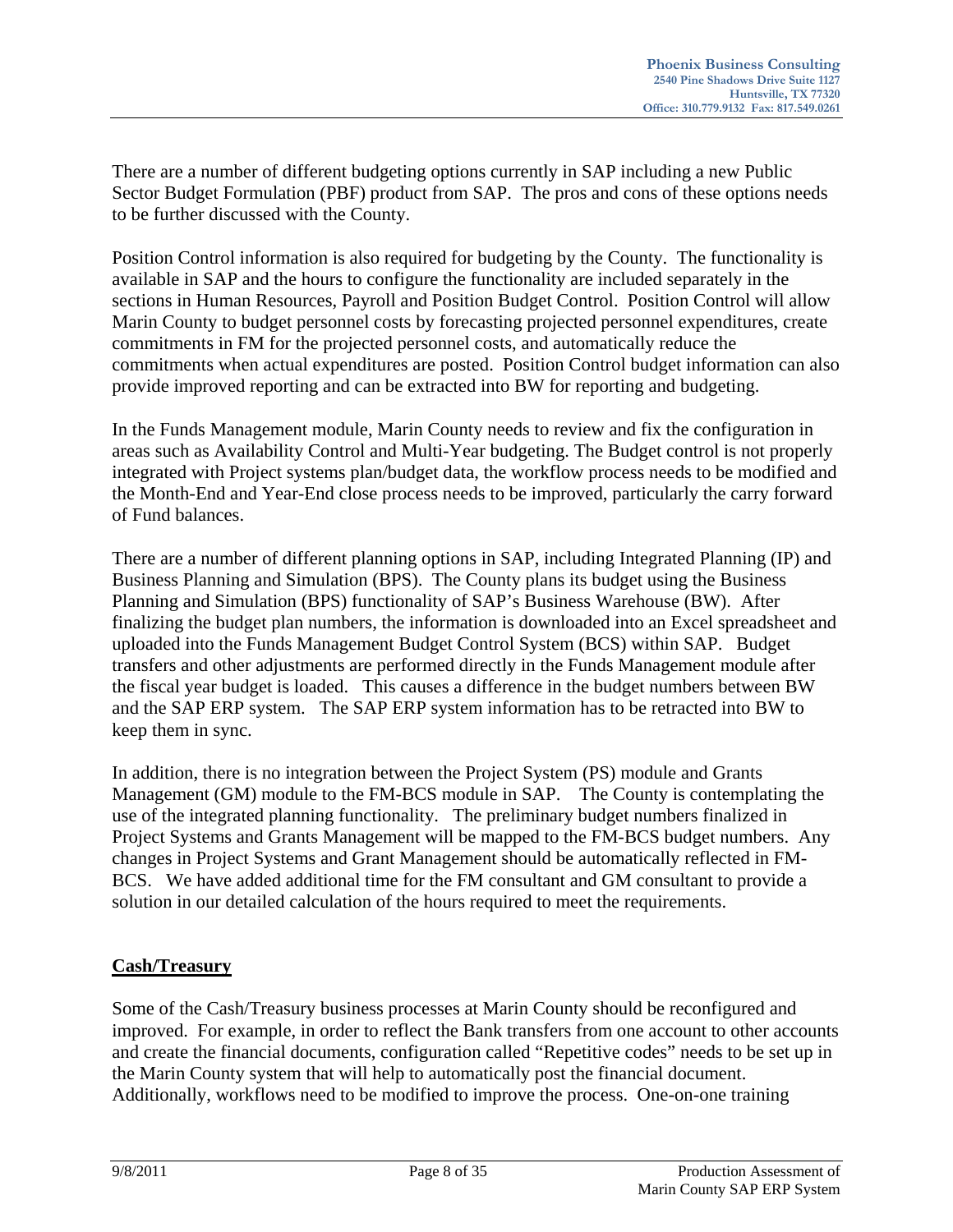There are a number of different budgeting options currently in SAP including a new Public Sector Budget Formulation (PBF) product from SAP. The pros and cons of these options needs to be further discussed with the County.

Position Control information is also required for budgeting by the County. The functionality is available in SAP and the hours to configure the functionality are included separately in the sections in Human Resources, Payroll and Position Budget Control. Position Control will allow Marin County to budget personnel costs by forecasting projected personnel expenditures, create commitments in FM for the projected personnel costs, and automatically reduce the commitments when actual expenditures are posted. Position Control budget information can also provide improved reporting and can be extracted into BW for reporting and budgeting.

In the Funds Management module, Marin County needs to review and fix the configuration in areas such as Availability Control and Multi-Year budgeting. The Budget control is not properly integrated with Project systems plan/budget data, the workflow process needs to be modified and the Month-End and Year-End close process needs to be improved, particularly the carry forward of Fund balances.

There are a number of different planning options in SAP, including Integrated Planning (IP) and Business Planning and Simulation (BPS). The County plans its budget using the Business Planning and Simulation (BPS) functionality of SAP's Business Warehouse (BW). After finalizing the budget plan numbers, the information is downloaded into an Excel spreadsheet and uploaded into the Funds Management Budget Control System (BCS) within SAP. Budget transfers and other adjustments are performed directly in the Funds Management module after the fiscal year budget is loaded. This causes a difference in the budget numbers between BW and the SAP ERP system. The SAP ERP system information has to be retracted into BW to keep them in sync.

In addition, there is no integration between the Project System (PS) module and Grants Management (GM) module to the FM-BCS module in SAP. The County is contemplating the use of the integrated planning functionality. The preliminary budget numbers finalized in Project Systems and Grants Management will be mapped to the FM-BCS budget numbers. Any changes in Project Systems and Grant Management should be automatically reflected in FM-BCS. We have added additional time for the FM consultant and GM consultant to provide a solution in our detailed calculation of the hours required to meet the requirements.

## Cash/Treasury

Some of the Cash/Treasury business processes at Marin County should be reconfigured and improved. For example, in order to reflect the Bank transfers from one account to other accounts and create the financial documents, configuration called "Repetitive codes" needs to be set up in the Marin County system that will help to automatically post the financial document. Additionally, workflows need to be modified to improve the process. One-on-one training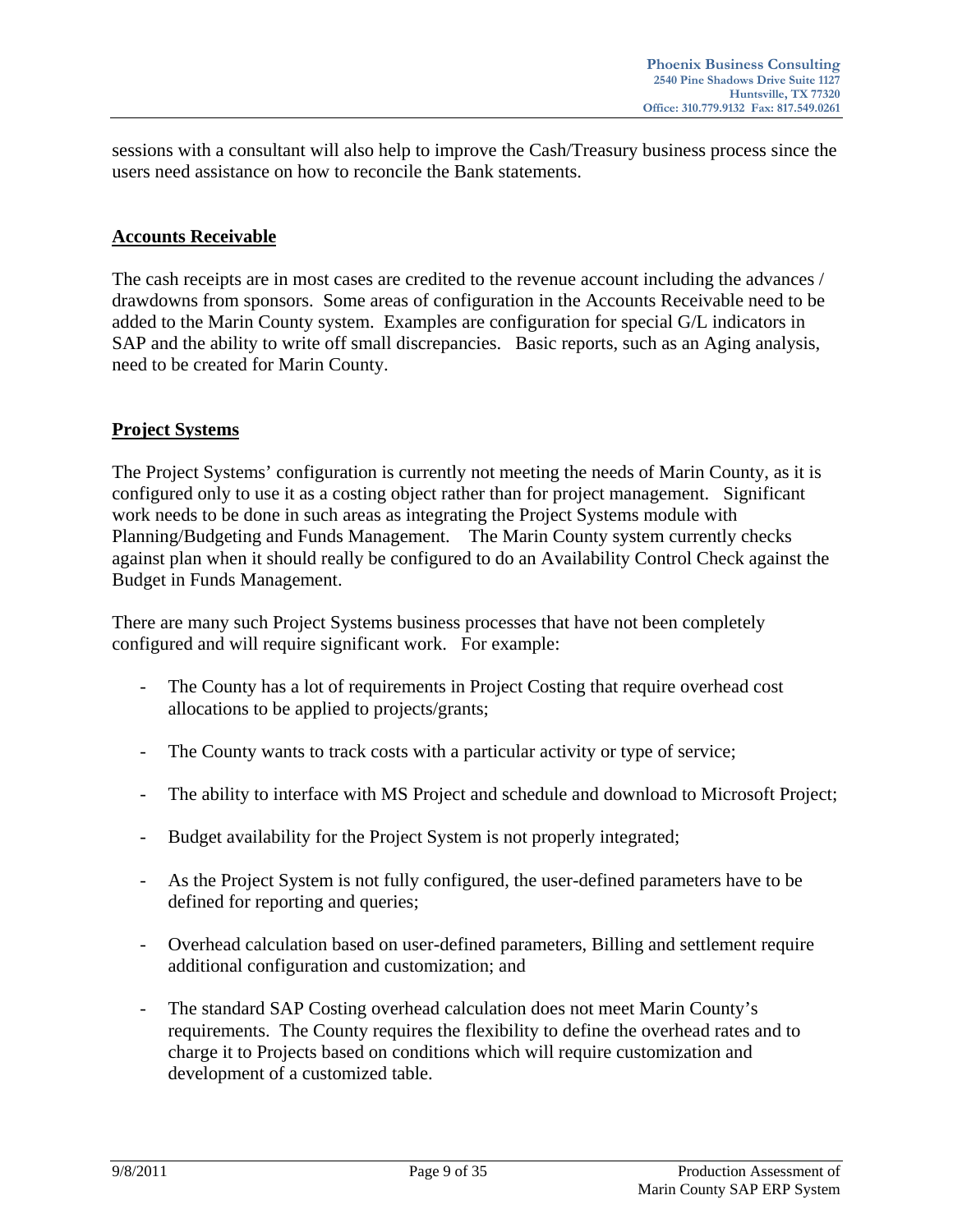sessions with a consultant will also help to improve the Cash/Treasury business process since the users need assistance on how to reconcile the Bank statements.

## Accounts Receivable

The cash receipts are in most cases are credited to the revenue account including the advances / drawdowns from sponsors. Some areas of configuration in the Accounts Receivable need to be added to the Marin County system. Examples are configuration for special G/L indicators in SAP and the ability to write off small discrepancies. Basic reports, such as an Aging analysis, need to be created for Marin County.

## Project Systems

The Project Systems' configuration is currently not meeting the needs of Marin County, as it is configured only to use it as a costing object rather than for project management. Significant work needs to be done in such areas as integrating the Project Systems module with Planning/Budgeting and Funds Management. The Marin County system currently checks against plan when it should really be configured to do an Availability Control Check against the Budget in Funds Management.

There are many such Project Systems business processes that have not been completely configured and will require significant work. For example:

- The County has a lot of requirements in Project Costing that require overhead cost allocations to be applied to projects/grants;
- The County wants to track costs with a particular activity or type of service;
- The ability to interface with MS Project and schedule and download to Microsoft Project;
- Budget availability for the Project System is not properly integrated;
- As the Project System is not fully configured, the user-defined parameters have to be defined for reporting and queries;
- Overhead calculation based on user-defined parameters, Billing and settlement require additional configuration and customization; and
- The standard SAP Costing overhead calculation does not meet Marin County's requirements. The County requires the flexibility to define the overhead rates and to charge it to Projects based on conditions which will require customization and development of a customized table.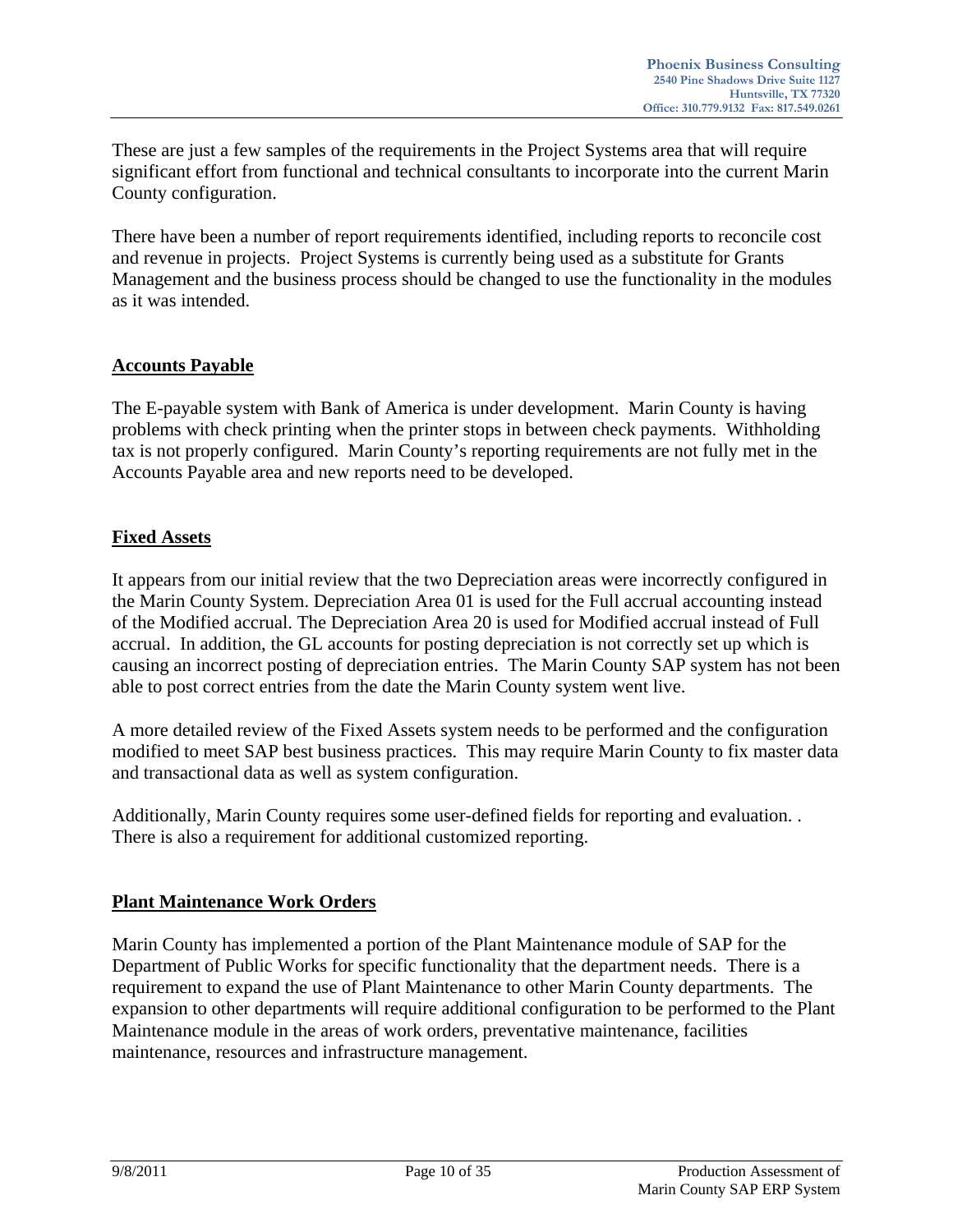These are just a few samples of the requirements in the Project Systems area that will require significant effort from functional and technical consultants to incorporate into the current Marin County configuration.

There have been a number of report requirements identified, including reports to reconcile cost and revenue in projects. Project Systems is currently being used as a substitute for Grants Management and the business process should be changed to use the functionality in the modules as it was intended.

## Accounts Payable

The E-payable system with Bank of America is under development. Marin County is having problems with check printing when the printer stops in between check payments. Withholding tax is not properly configured. Marin County's reporting requirements are not fully met in the Accounts Payable area and new reports need to be developed.

## Fixed Assets

It appears from our initial review that the two Depreciation areas were incorrectly configured in the Marin County System. Depreciation Area 01 is used for the Full accrual accounting instead of the Modified accrual. The Depreciation Area 20 is used for Modified accrual instead of Full accrual. In addition, the GL accounts for posting depreciation is not correctly set up which is causing an incorrect posting of depreciation entries. The Marin County SAP system has not been able to post correct entries from the date the Marin County system went live.

A more detailed review of the Fixed Assets system needs to be performed and the configuration modified to meet SAP best business practices. This may require Marin County to fix master data and transactional data as well as system configuration.

Additionally, Marin County requires some user-defined fields for reporting and evaluation. . There is also a requirement for additional customized reporting.

## Plant Maintenance Work Orders

Marin County has implemented a portion of the Plant Maintenance module of SAP for the Department of Public Works for specific functionality that the department needs. There is a requirement to expand the use of Plant Maintenance to other Marin County departments. The expansion to other departments will require additional configuration to be performed to the Plant Maintenance module in the areas of work orders, preventative maintenance, facilities maintenance, resources and infrastructure management.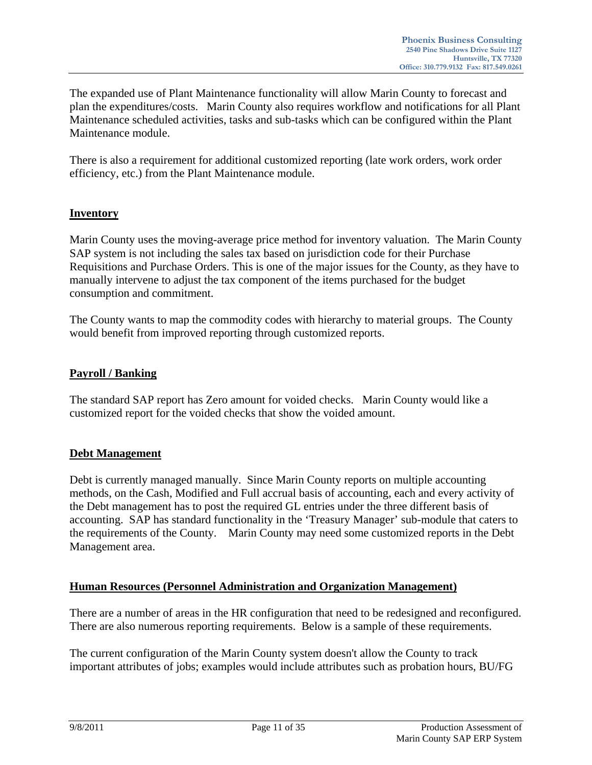The expanded use of Plant Maintenance functionality will allow Marin County to forecast and plan the expenditures/costs.  Marin County also requires workflow and notifications for all Plant Maintenance scheduled activities, tasks and sub-tasks which can be configured within the Plant Maintenance module.

There is also a requirement for additional customized reporting (late work orders, work order efficiency, etc.) from the Plant Maintenance module.

## Inventory

Marin County uses the moving-average price method for inventory valuation.  The Marin County SAP system is not including the sales tax based on jurisdiction code for their Purchase Requisitions and Purchase Orders. This is one of the major issues for the County, as they have to manually intervene to adjust the tax component of the items purchased for the budget consumption and commitment.

The County wants to map the commodity codes with hierarchy to material groups.  The County would benefit from improved reporting through customized reports.

## Payroll / Banking

The standard SAP report has Zero amount for voided checks.  Marin County would like a customized report for the voided checks that show the voided amount.

## Debt Management

Debt is currently managed manually.  Since Marin County reports on multiple accounting methods, on the Cash, Modified and Full accrual basis of accounting, each and every activity of the Debt management has to post the required GL entries under the three different basis of accounting.  SAP has standard functionality in the 'Treasury Manager' sub-module that caters to the requirements of the County.   Marin County may need some customized reports in the Debt Management area.

## Human Resources (Personnel Administration and Organization Management)

There are a number of areas in the HR configuration that need to be redesigned and reconfigured. There are also numerous reporting requirements.  Below is a sample of these requirements.

The current configuration of the Marin County system doesn't allow the County to track important attributes of jobs; examples would include attributes such as probation hours, BU/FG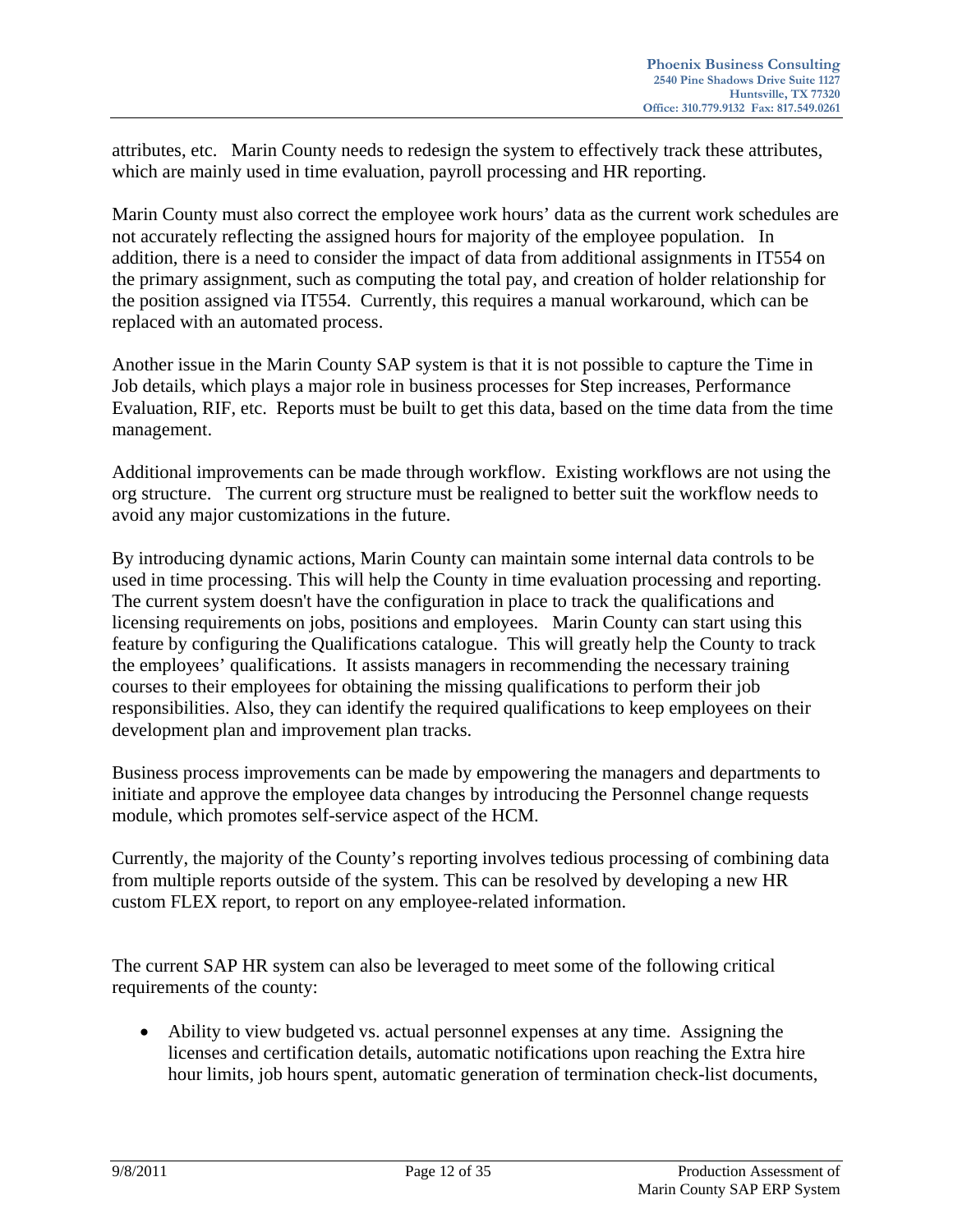attributes, etc.   Marin County needs to redesign the system to effectively track these attributes, which are mainly used in time evaluation, payroll processing and HR reporting.

Marin County must also correct the employee work hours' data as the current work schedules are not accurately reflecting the assigned hours for majority of the employee population.   In addition, there is a need to consider the impact of data from additional assignments in IT554 on the primary assignment, such as computing the total pay, and creation of holder relationship for the position assigned via IT554.  Currently, this requires a manual workaround, which can be replaced with an automated process.

Another issue in the Marin County SAP system is that it is not possible to capture the Time in Job details, which plays a major role in business processes for Step increases, Performance Evaluation, RIF, etc.  Reports must be built to get this data, based on the time data from the time management.

Additional improvements can be made through workflow.  Existing workflows are not using the org structure.   The current org structure must be realigned to better suit the workflow needs to avoid any major customizations in the future.

By introducing dynamic actions, Marin County can maintain some internal data controls to be used in time processing. This will help the County in time evaluation processing and reporting. The current system doesn't have the configuration in place to track the qualifications and licensing requirements on jobs, positions and employees.   Marin County can start using this feature by configuring the Qualifications catalogue.  This will greatly help the County to track the employees' qualifications.  It assists managers in recommending the necessary training courses to their employees for obtaining the missing qualifications to perform their job responsibilities. Also, they can identify the required qualifications to keep employees on their development plan and improvement plan tracks.

Business process improvements can be made by empowering the managers and departments to initiate and approve the employee data changes by introducing the Personnel change requests module, which promotes self-service aspect of the HCM.

Currently, the majority of the County's reporting involves tedious processing of combining data from multiple reports outside of the system. This can be resolved by developing a new HR custom FLEX report, to report on any employee-related information.

The current SAP HR system can also be leveraged to meet some of the following critical requirements of the county:

- Ability to view budgeted vs. actual personnel expenses at any time.  Assigning the licenses and certification details, automatic notifications upon reaching the Extra hire hour limits, job hours spent, automatic generation of termination check-list documents,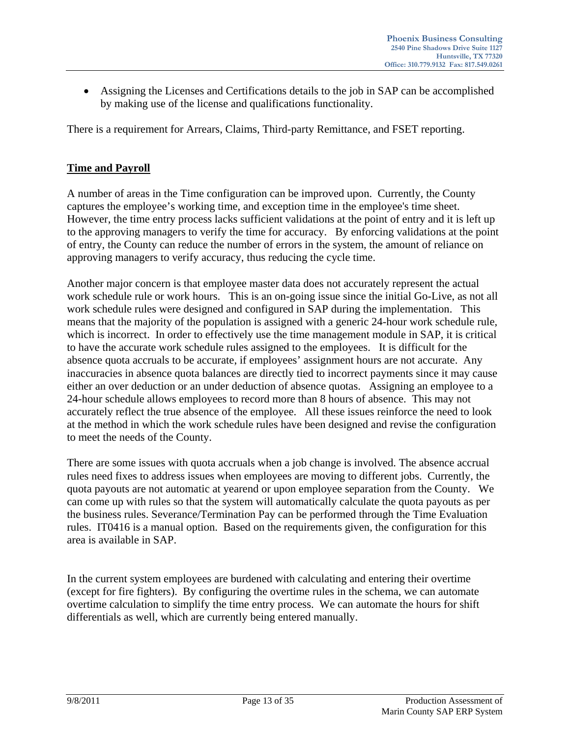- Assigning the Licenses and Certifications details to the job in SAP can be accomplished by making use of the license and qualifications functionality.

There is a requirement for Arrears, Claims, Third-party Remittance, and FSET reporting.

**Time and Payroll**

A number of areas in the Time configuration can be improved upon. Currently, the County captures the employee's working time, and exception time in the employee's time sheet. However, the time entry process lacks sufficient validations at the point of entry and it is left up to the approving managers to verify the time for accuracy. By enforcing validations at the point of entry, the County can reduce the number of errors in the system, the amount of reliance on approving managers to verify accuracy, thus reducing the cycle time.

Another major concern is that employee master data does not accurately represent the actual work schedule rule or work hours. This is an on-going issue since the initial Go-Live, as not all work schedule rules were designed and configured in SAP during the implementation. This means that the majority of the population is assigned with a generic 24-hour work schedule rule, which is incorrect. In order to effectively use the time management module in SAP, it is critical to have the accurate work schedule rules assigned to the employees. It is difficult for the absence quota accruals to be accurate, if employees' assignment hours are not accurate. Any inaccuracies in absence quota balances are directly tied to incorrect payments since it may cause either an over deduction or an under deduction of absence quotas. Assigning an employee to a 24-hour schedule allows employees to record more than 8 hours of absence. This may not accurately reflect the true absence of the employee. All these issues reinforce the need to look at the method in which the work schedule rules have been designed and revise the configuration to meet the needs of the County.

There are some issues with quota accruals when a job change is involved. The absence accrual rules need fixes to address issues when employees are moving to different jobs. Currently, the quota payouts are not automatic at yearend or upon employee separation from the County. We can come up with rules so that the system will automatically calculate the quota payouts as per the business rules. Severance/Termination Pay can be performed through the Time Evaluation rules. IT0416 is a manual option. Based on the requirements given, the configuration for this area is available in SAP.

In the current system employees are burdened with calculating and entering their overtime (except for fire fighters). By configuring the overtime rules in the schema, we can automate overtime calculation to simplify the time entry process. We can automate the hours for shift differentials as well, which are currently being entered manually.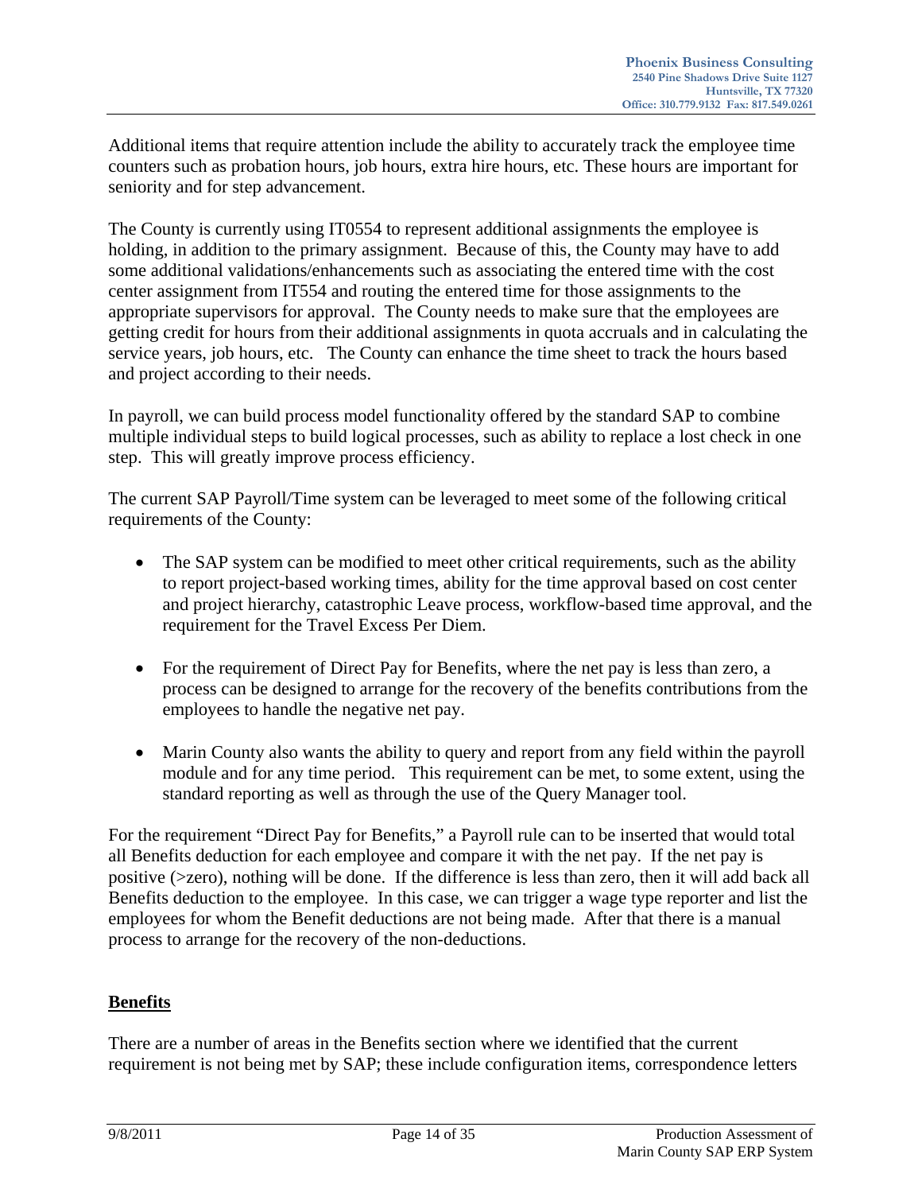Additional items that require attention include the ability to accurately track the employee time counters such as probation hours, job hours, extra hire hours, etc. These hours are important for seniority and for step advancement.

The County is currently using IT0554 to represent additional assignments the employee is holding, in addition to the primary assignment. Because of this, the County may have to add some additional validations/enhancements such as associating the entered time with the cost center assignment from IT554 and routing the entered time for those assignments to the appropriate supervisors for approval. The County needs to make sure that the employees are getting credit for hours from their additional assignments in quota accruals and in calculating the service years, job hours, etc. The County can enhance the time sheet to track the hours based and project according to their needs.

In payroll, we can build process model functionality offered by the standard SAP to combine multiple individual steps to build logical processes, such as ability to replace a lost check in one step. This will greatly improve process efficiency.

The current SAP Payroll/Time system can be leveraged to meet some of the following critical requirements of the County:

- The SAP system can be modified to meet other critical requirements, such as the ability to report project-based working times, ability for the time approval based on cost center and project hierarchy, catastrophic Leave process, workflow-based time approval, and the requirement for the Travel Excess Per Diem.

- For the requirement of Direct Pay for Benefits, where the net pay is less than zero, a process can be designed to arrange for the recovery of the benefits contributions from the employees to handle the negative net pay.

- Marin County also wants the ability to query and report from any field within the payroll module and for any time period. This requirement can be met, to some extent, using the standard reporting as well as through the use of the Query Manager tool.

For the requirement "Direct Pay for Benefits," a Payroll rule can to be inserted that would total all Benefits deduction for each employee and compare it with the net pay. If the net pay is positive (>zero), nothing will be done. If the difference is less than zero, then it will add back all Benefits deduction to the employee. In this case, we can trigger a wage type reporter and list the employees for whom the Benefit deductions are not being made. After that there is a manual process to arrange for the recovery of the non-deductions.

## Benefits

There are a number of areas in the Benefits section where we identified that the current requirement is not being met by SAP; these include configuration items, correspondence letters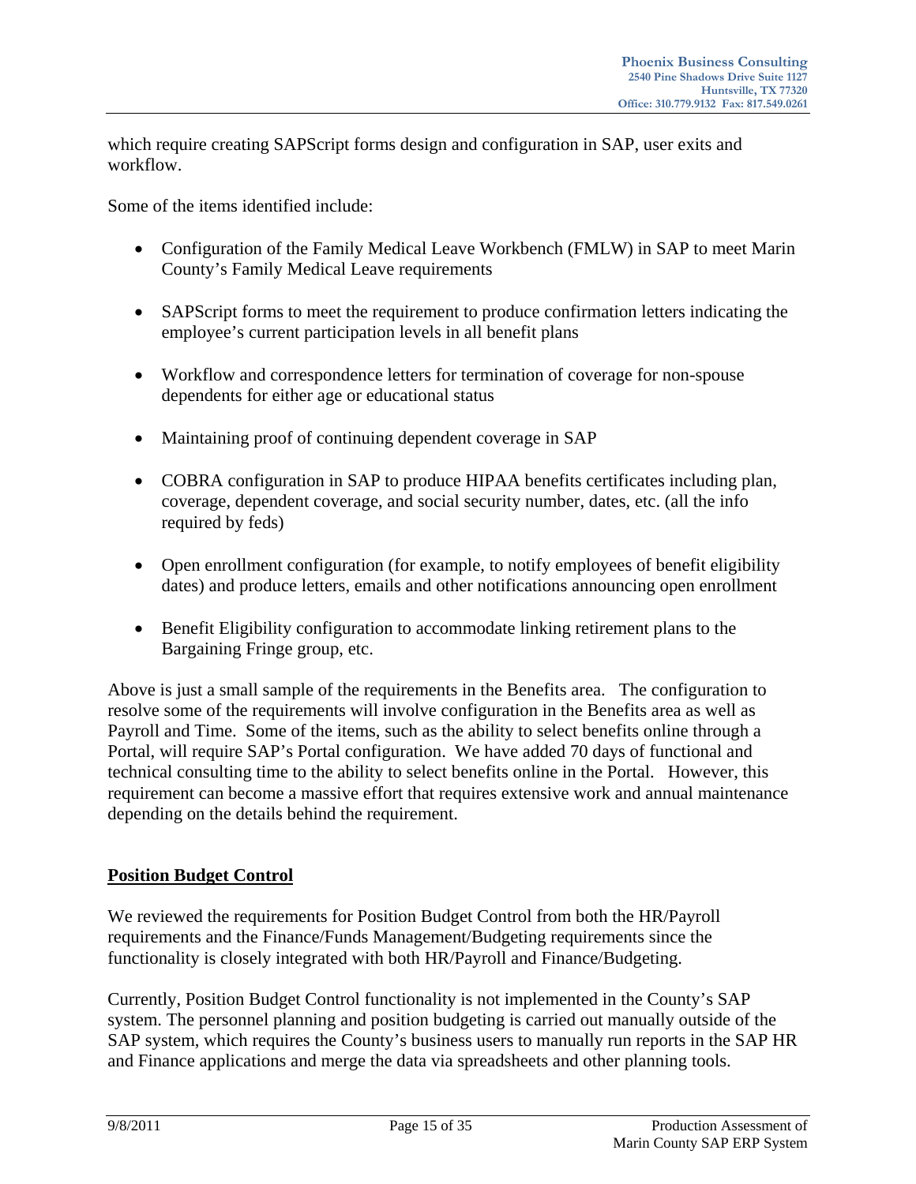which require creating SAPScript forms design and configuration in SAP, user exits and workflow.

Some of the items identified include:

- Configuration of the Family Medical Leave Workbench (FMLW) in SAP to meet Marin County's Family Medical Leave requirements
- SAPScript forms to meet the requirement to produce confirmation letters indicating the employee's current participation levels in all benefit plans
- Workflow and correspondence letters for termination of coverage for non-spouse dependents for either age or educational status
- Maintaining proof of continuing dependent coverage in SAP
- COBRA configuration in SAP to produce HIPAA benefits certificates including plan, coverage, dependent coverage, and social security number, dates, etc. (all the info required by feds)
- Open enrollment configuration (for example, to notify employees of benefit eligibility dates) and produce letters, emails and other notifications announcing open enrollment
- Benefit Eligibility configuration to accommodate linking retirement plans to the Bargaining Fringe group, etc.

Above is just a small sample of the requirements in the Benefits area. The configuration to resolve some of the requirements will involve configuration in the Benefits area as well as Payroll and Time. Some of the items, such as the ability to select benefits online through a Portal, will require SAP's Portal configuration. We have added 70 days of functional and technical consulting time to the ability to select benefits online in the Portal. However, this requirement can become a massive effort that requires extensive work and annual maintenance depending on the details behind the requirement.

## Position Budget Control

We reviewed the requirements for Position Budget Control from both the HR/Payroll requirements and the Finance/Funds Management/Budgeting requirements since the functionality is closely integrated with both HR/Payroll and Finance/Budgeting.

Currently, Position Budget Control functionality is not implemented in the County's SAP system. The personnel planning and position budgeting is carried out manually outside of the SAP system, which requires the County's business users to manually run reports in the SAP HR and Finance applications and merge the data via spreadsheets and other planning tools.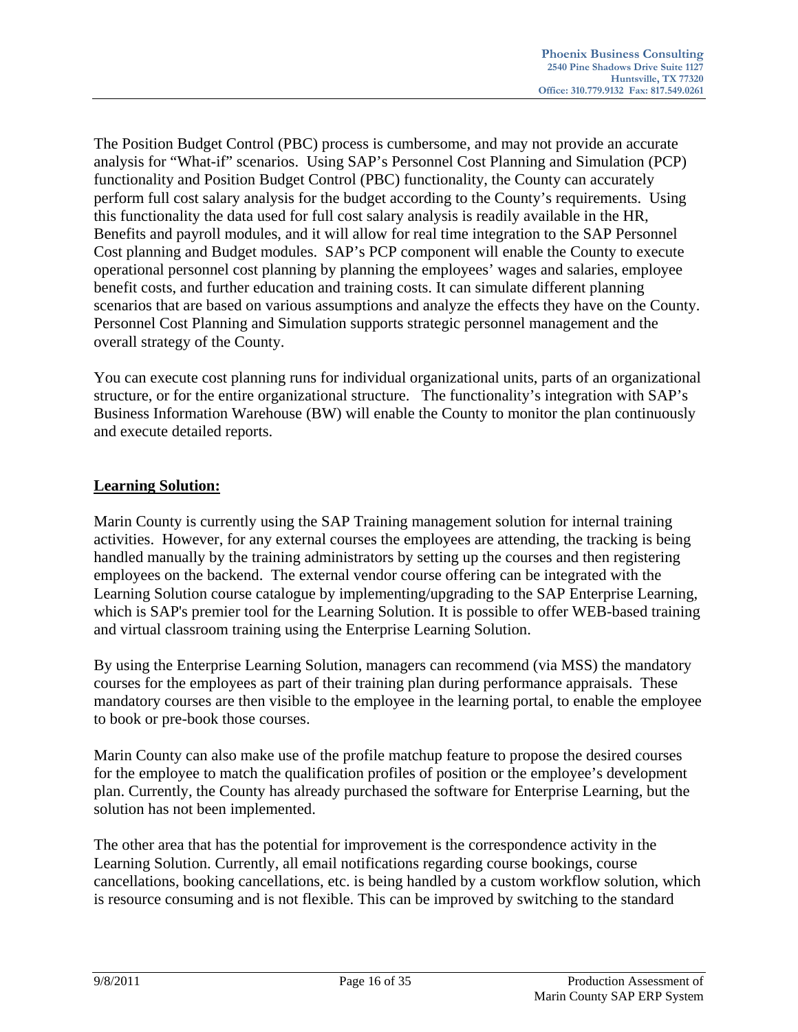The Position Budget Control (PBC) process is cumbersome, and may not provide an accurate analysis for "What-if" scenarios. Using SAP's Personnel Cost Planning and Simulation (PCP) functionality and Position Budget Control (PBC) functionality, the County can accurately perform full cost salary analysis for the budget according to the County's requirements. Using this functionality the data used for full cost salary analysis is readily available in the HR, Benefits and payroll modules, and it will allow for real time integration to the SAP Personnel Cost planning and Budget modules. SAP's PCP component will enable the County to execute operational personnel cost planning by planning the employees' wages and salaries, employee benefit costs, and further education and training costs. It can simulate different planning scenarios that are based on various assumptions and analyze the effects they have on the County. Personnel Cost Planning and Simulation supports strategic personnel management and the overall strategy of the County.

You can execute cost planning runs for individual organizational units, parts of an organizational structure, or for the entire organizational structure. The functionality's integration with SAP's Business Information Warehouse (BW) will enable the County to monitor the plan continuously and execute detailed reports.

**Learning Solution:**

Marin County is currently using the SAP Training management solution for internal training activities. However, for any external courses the employees are attending, the tracking is being handled manually by the training administrators by setting up the courses and then registering employees on the backend. The external vendor course offering can be integrated with the Learning Solution course catalogue by implementing/upgrading to the SAP Enterprise Learning, which is SAP's premier tool for the Learning Solution. It is possible to offer WEB-based training and virtual classroom training using the Enterprise Learning Solution.

By using the Enterprise Learning Solution, managers can recommend (via MSS) the mandatory courses for the employees as part of their training plan during performance appraisals. These mandatory courses are then visible to the employee in the learning portal, to enable the employee to book or pre-book those courses.

Marin County can also make use of the profile matchup feature to propose the desired courses for the employee to match the qualification profiles of position or the employee's development plan. Currently, the County has already purchased the software for Enterprise Learning, but the solution has not been implemented.

The other area that has the potential for improvement is the correspondence activity in the Learning Solution. Currently, all email notifications regarding course bookings, course cancellations, booking cancellations, etc. is being handled by a custom workflow solution, which is resource consuming and is not flexible. This can be improved by switching to the standard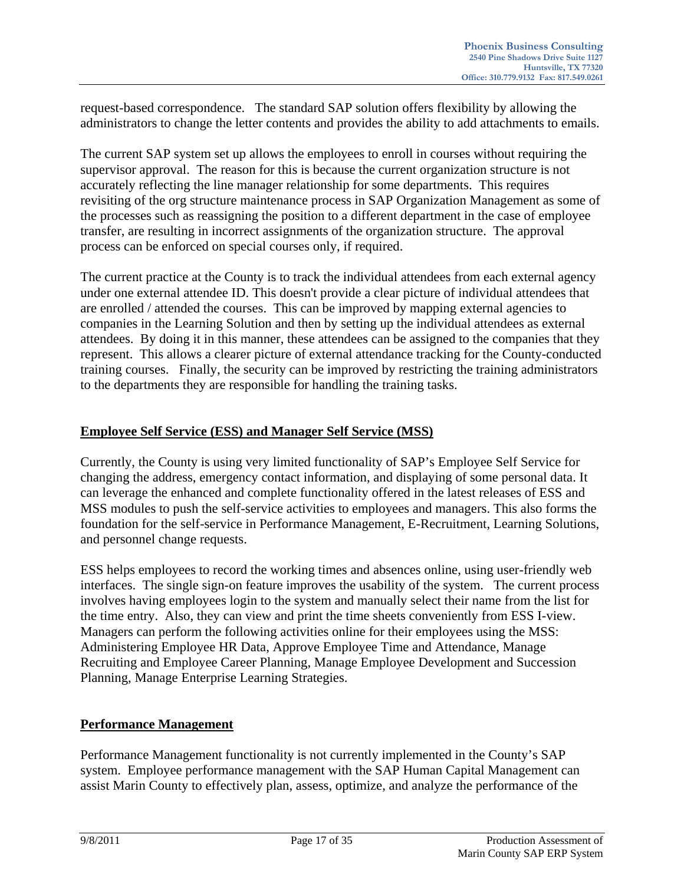request-based correspondence. The standard SAP solution offers flexibility by allowing the administrators to change the letter contents and provides the ability to add attachments to emails.

The current SAP system set up allows the employees to enroll in courses without requiring the supervisor approval. The reason for this is because the current organization structure is not accurately reflecting the line manager relationship for some departments. This requires revisiting of the org structure maintenance process in SAP Organization Management as some of the processes such as reassigning the position to a different department in the case of employee transfer, are resulting in incorrect assignments of the organization structure. The approval process can be enforced on special courses only, if required.

The current practice at the County is to track the individual attendees from each external agency under one external attendee ID. This doesn't provide a clear picture of individual attendees that are enrolled / attended the courses. This can be improved by mapping external agencies to companies in the Learning Solution and then by setting up the individual attendees as external attendees. By doing it in this manner, these attendees can be assigned to the companies that they represent. This allows a clearer picture of external attendance tracking for the County-conducted training courses. Finally, the security can be improved by restricting the training administrators to the departments they are responsible for handling the training tasks.

## Employee Self Service (ESS) and Manager Self Service (MSS)

Currently, the County is using very limited functionality of SAP's Employee Self Service for changing the address, emergency contact information, and displaying of some personal data. It can leverage the enhanced and complete functionality offered in the latest releases of ESS and MSS modules to push the self-service activities to employees and managers. This also forms the foundation for the self-service in Performance Management, E-Recruitment, Learning Solutions, and personnel change requests.

ESS helps employees to record the working times and absences online, using user-friendly web interfaces. The single sign-on feature improves the usability of the system. The current process involves having employees login to the system and manually select their name from the list for the time entry. Also, they can view and print the time sheets conveniently from ESS I-view. Managers can perform the following activities online for their employees using the MSS: Administering Employee HR Data, Approve Employee Time and Attendance, Manage Recruiting and Employee Career Planning, Manage Employee Development and Succession Planning, Manage Enterprise Learning Strategies.

## Performance Management

Performance Management functionality is not currently implemented in the County's SAP system. Employee performance management with the SAP Human Capital Management can assist Marin County to effectively plan, assess, optimize, and analyze the performance of the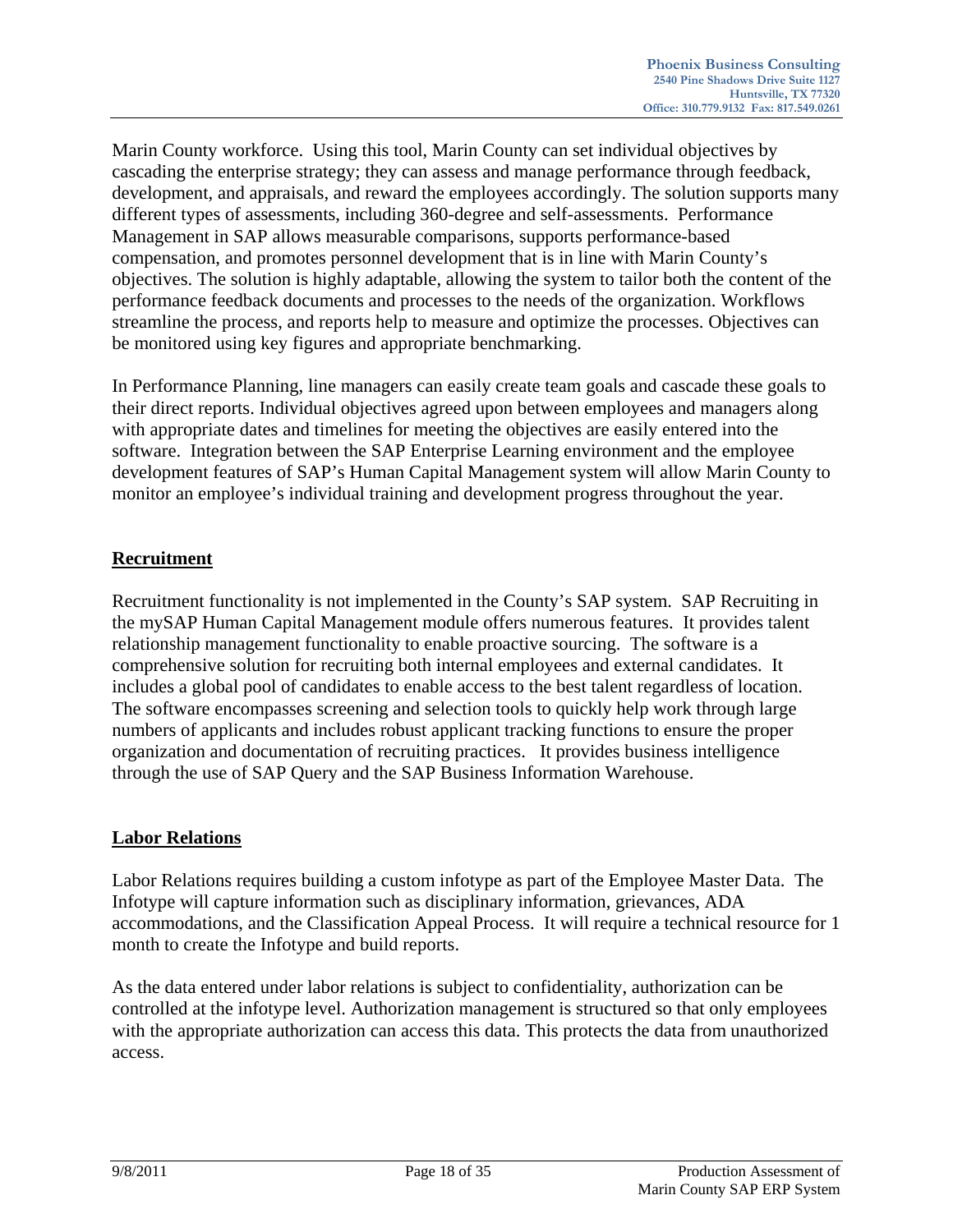Marin County workforce. Using this tool, Marin County can set individual objectives by cascading the enterprise strategy; they can assess and manage performance through feedback, development, and appraisals, and reward the employees accordingly. The solution supports many different types of assessments, including 360-degree and self-assessments. Performance Management in SAP allows measurable comparisons, supports performance-based compensation, and promotes personnel development that is in line with Marin County's objectives. The solution is highly adaptable, allowing the system to tailor both the content of the performance feedback documents and processes to the needs of the organization. Workflows streamline the process, and reports help to measure and optimize the processes. Objectives can be monitored using key figures and appropriate benchmarking.

In Performance Planning, line managers can easily create team goals and cascade these goals to their direct reports. Individual objectives agreed upon between employees and managers along with appropriate dates and timelines for meeting the objectives are easily entered into the software. Integration between the SAP Enterprise Learning environment and the employee development features of SAP's Human Capital Management system will allow Marin County to monitor an employee's individual training and development progress throughout the year.

## Recruitment

Recruitment functionality is not implemented in the County's SAP system. SAP Recruiting in the mySAP Human Capital Management module offers numerous features. It provides talent relationship management functionality to enable proactive sourcing. The software is a comprehensive solution for recruiting both internal employees and external candidates. It includes a global pool of candidates to enable access to the best talent regardless of location. The software encompasses screening and selection tools to quickly help work through large numbers of applicants and includes robust applicant tracking functions to ensure the proper organization and documentation of recruiting practices. It provides business intelligence through the use of SAP Query and the SAP Business Information Warehouse.

## Labor Relations

Labor Relations requires building a custom infotype as part of the Employee Master Data. The Infotype will capture information such as disciplinary information, grievances, ADA accommodations, and the Classification Appeal Process. It will require a technical resource for 1 month to create the Infotype and build reports.

As the data entered under labor relations is subject to confidentiality, authorization can be controlled at the infotype level. Authorization management is structured so that only employees with the appropriate authorization can access this data. This protects the data from unauthorized access.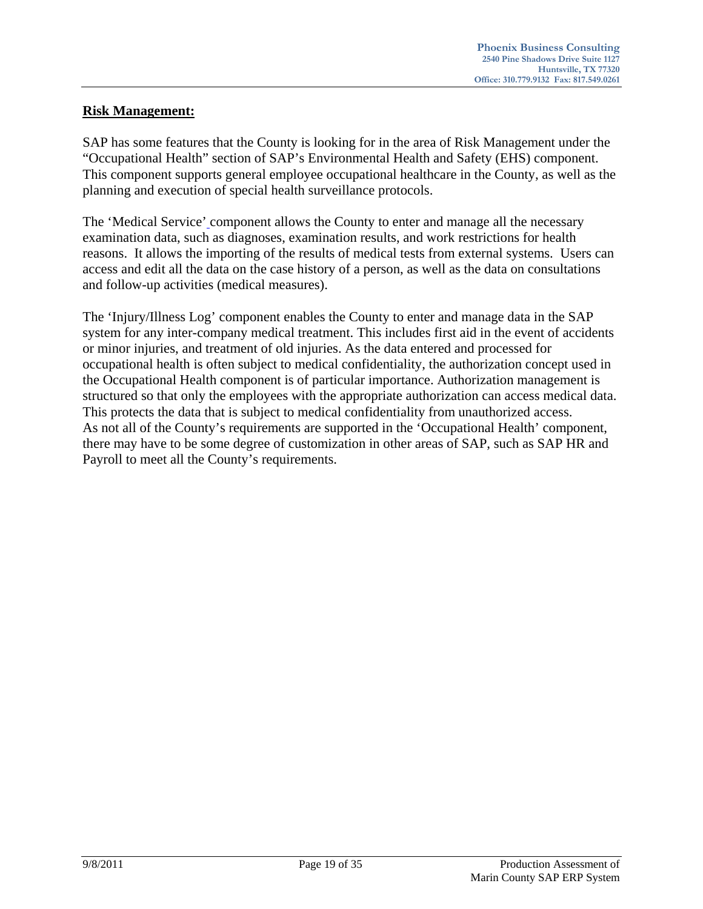**Risk Management:**

SAP has some features that the County is looking for in the area of Risk Management under the "Occupational Health" section of SAP's Environmental Health and Safety (EHS) component. This component supports general employee occupational healthcare in the County, as well as the planning and execution of special health surveillance protocols.

The 'Medical Service' component allows the County to enter and manage all the necessary examination data, such as diagnoses, examination results, and work restrictions for health reasons. It allows the importing of the results of medical tests from external systems. Users can access and edit all the data on the case history of a person, as well as the data on consultations and follow-up activities (medical measures).

The 'Injury/Illness Log' component enables the County to enter and manage data in the SAP system for any inter-company medical treatment. This includes first aid in the event of accidents or minor injuries, and treatment of old injuries. As the data entered and processed for occupational health is often subject to medical confidentiality, the authorization concept used in the Occupational Health component is of particular importance. Authorization management is structured so that only the employees with the appropriate authorization can access medical data. This protects the data that is subject to medical confidentiality from unauthorized access. As not all of the County's requirements are supported in the 'Occupational Health' component, there may have to be some degree of customization in other areas of SAP, such as SAP HR and Payroll to meet all the County's requirements.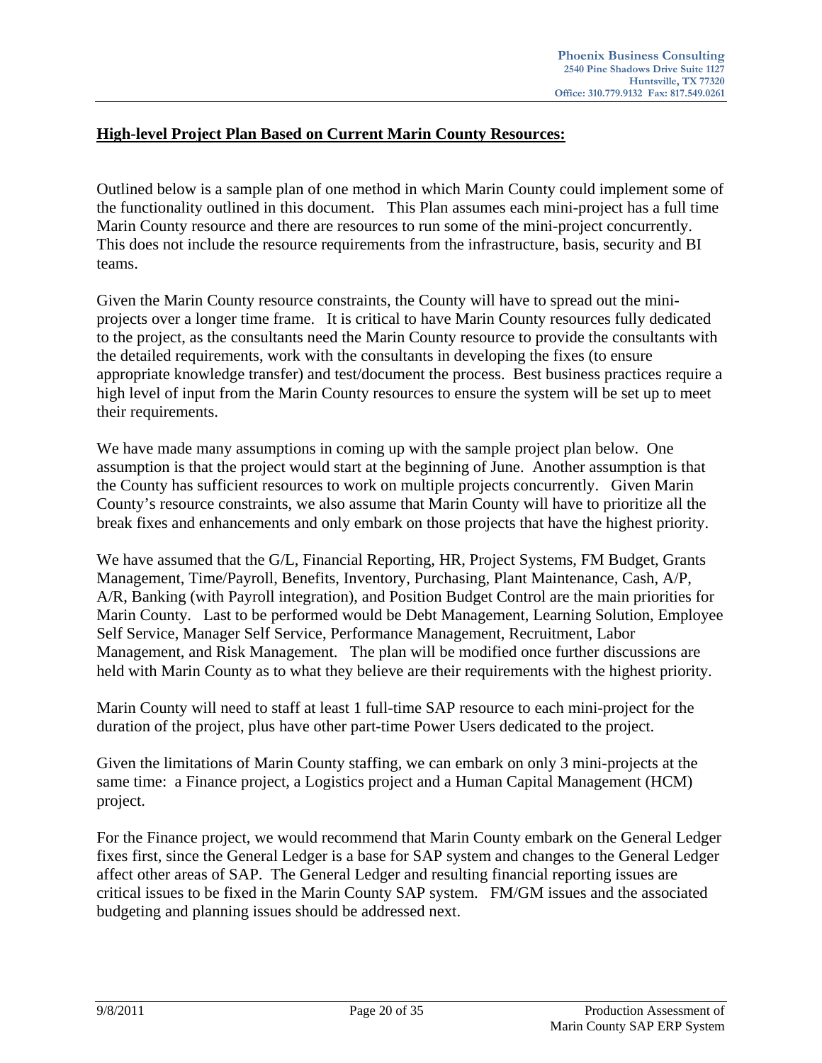## **High-level Project Plan Based on Current Marin County Resources:**

Outlined below is a sample plan of one method in which Marin County could implement some of the functionality outlined in this document. This Plan assumes each mini-project has a full time Marin County resource and there are resources to run some of the mini-project concurrently. This does not include the resource requirements from the infrastructure, basis, security and BI teams.

Given the Marin County resource constraints, the County will have to spread out the mini-projects over a longer time frame. It is critical to have Marin County resources fully dedicated to the project, as the consultants need the Marin County resource to provide the consultants with the detailed requirements, work with the consultants in developing the fixes (to ensure appropriate knowledge transfer) and test/document the process. Best business practices require a high level of input from the Marin County resources to ensure the system will be set up to meet their requirements.

We have made many assumptions in coming up with the sample project plan below. One assumption is that the project would start at the beginning of June. Another assumption is that the County has sufficient resources to work on multiple projects concurrently. Given Marin County's resource constraints, we also assume that Marin County will have to prioritize all the break fixes and enhancements and only embark on those projects that have the highest priority.

We have assumed that the G/L, Financial Reporting, HR, Project Systems, FM Budget, Grants Management, Time/Payroll, Benefits, Inventory, Purchasing, Plant Maintenance, Cash, A/P, A/R, Banking (with Payroll integration), and Position Budget Control are the main priorities for Marin County. Last to be performed would be Debt Management, Learning Solution, Employee Self Service, Manager Self Service, Performance Management, Recruitment, Labor Management, and Risk Management. The plan will be modified once further discussions are held with Marin County as to what they believe are their requirements with the highest priority.

Marin County will need to staff at least 1 full-time SAP resource to each mini-project for the duration of the project, plus have other part-time Power Users dedicated to the project.

Given the limitations of Marin County staffing, we can embark on only 3 mini-projects at the same time: a Finance project, a Logistics project and a Human Capital Management (HCM) project.

For the Finance project, we would recommend that Marin County embark on the General Ledger fixes first, since the General Ledger is a base for SAP system and changes to the General Ledger affect other areas of SAP. The General Ledger and resulting financial reporting issues are critical issues to be fixed in the Marin County SAP system. FM/GM issues and the associated budgeting and planning issues should be addressed next.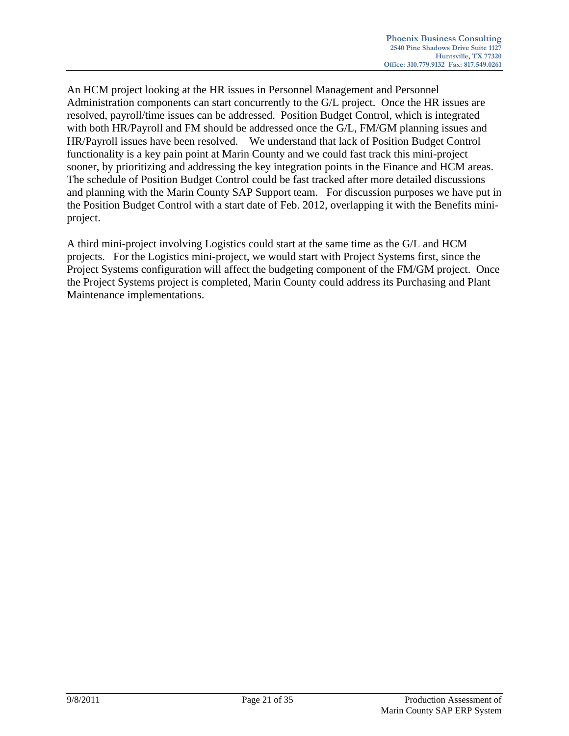An HCM project looking at the HR issues in Personnel Management and Personnel Administration components can start concurrently to the G/L project. Once the HR issues are resolved, payroll/time issues can be addressed. Position Budget Control, which is integrated with both HR/Payroll and FM should be addressed once the G/L, FM/GM planning issues and HR/Payroll issues have been resolved. We understand that lack of Position Budget Control functionality is a key pain point at Marin County and we could fast track this mini-project sooner, by prioritizing and addressing the key integration points in the Finance and HCM areas. The schedule of Position Budget Control could be fast tracked after more detailed discussions and planning with the Marin County SAP Support team. For discussion purposes we have put in the Position Budget Control with a start date of Feb. 2012, overlapping it with the Benefits mini-project.

A third mini-project involving Logistics could start at the same time as the G/L and HCM projects. For the Logistics mini-project, we would start with Project Systems first, since the Project Systems configuration will affect the budgeting component of the FM/GM project. Once the Project Systems project is completed, Marin County could address its Purchasing and Plant Maintenance implementations.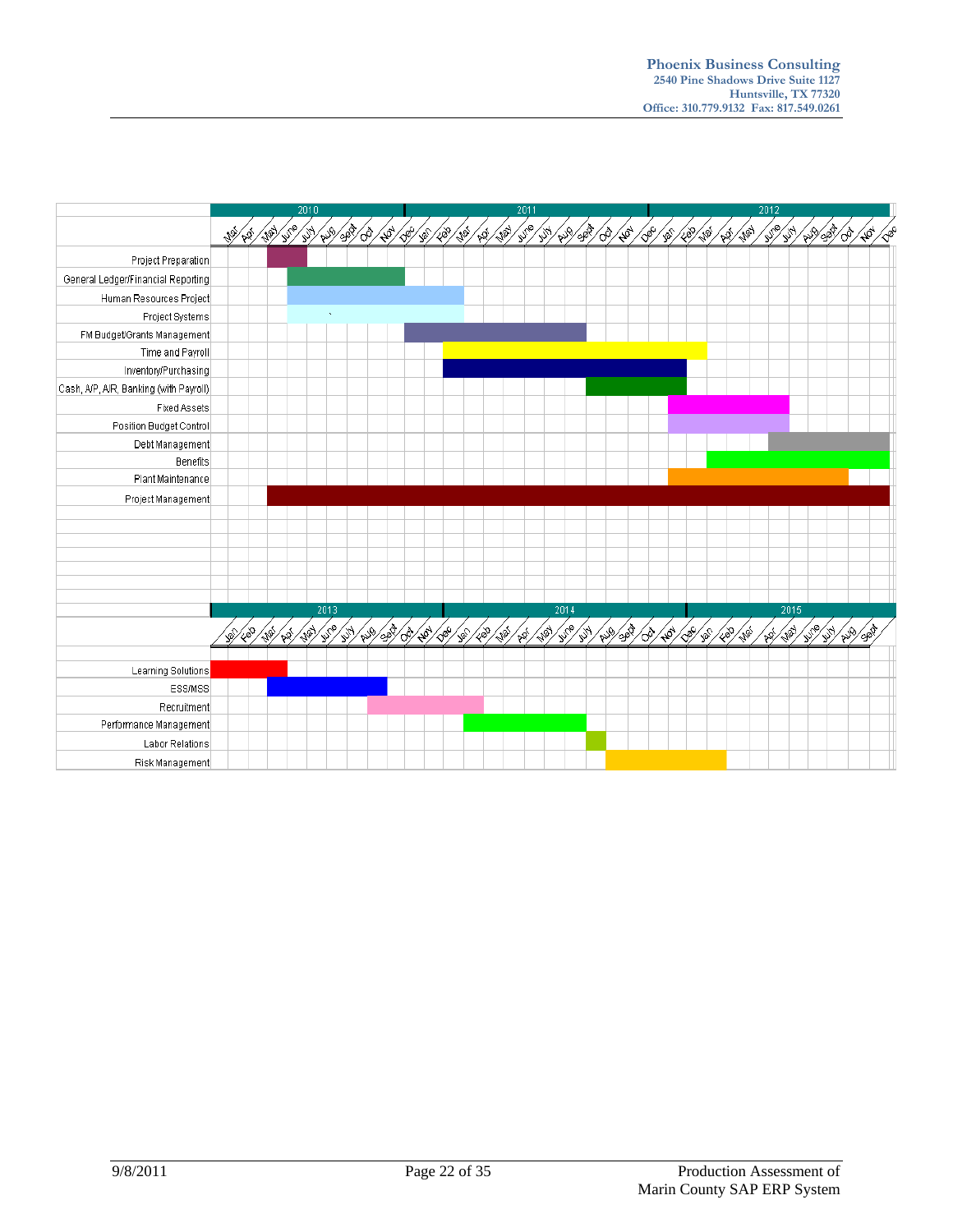| Task | Start | End |
|---|---|---|
| Project Preparation | June 2010 | July 2010 |
| General Ledger/Financial Reporting | July 2010 | Dec 2010 |
| Human Resources Project | July 2010 | Mar 2011 |
| Project Systems | July 2010 | Mar 2011 |
| FM Budget/Grants Management | Jan 2011 | Sept 2011 |
| Time and Payroll | Mar 2011 | Mar 2012 |
| Inventory/Purchasing | Mar 2011 | Feb 2012 |
| Cash, A/P, A/R, Banking (with Payroll) | Oct 2011 | Feb 2012 |
| Fixed Assets | Feb 2012 | July 2012 |
| Position Budget Control | Feb 2012 | July 2012 |
| Debt Management | July 2012 | Dec 2012 |
| Benefits | Apr 2012 | Dec 2012 |
| Plant Maintenance | Feb 2012 | Oct 2012 |
| Project Management | June 2010 | Dec 2012 |

| Task | Start | End |
|---|---|---|
| Learning Solutions | Jan 2013 | Apr 2013 |
| ESS/MSS | Apr 2013 | Sept 2013 |
| Recruitment | Sept 2013 | Feb 2014 |
| Performance Management | Feb 2014 | July 2014 |
| Labor Relations | Aug 2014 | Aug 2014 |
| Risk Management | Sept 2014 | Feb 2015 |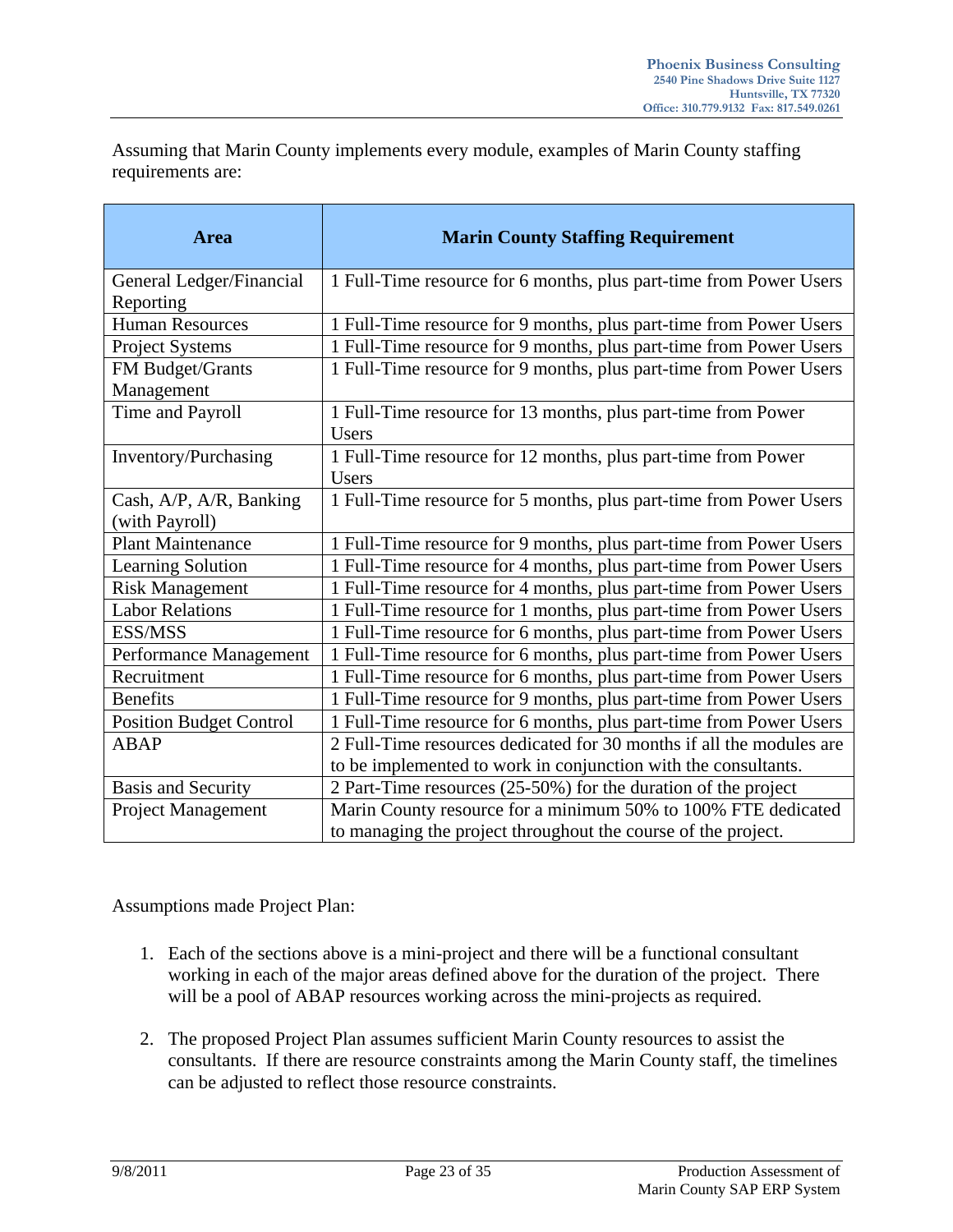Assuming that Marin County implements every module, examples of Marin County staffing requirements are:

| Area | Marin County Staffing Requirement |
| --- | --- |
| General Ledger/Financial Reporting | 1 Full-Time resource for 6 months, plus part-time from Power Users |
| Human Resources | 1 Full-Time resource for 9 months, plus part-time from Power Users |
| Project Systems | 1 Full-Time resource for 9 months, plus part-time from Power Users |
| FM Budget/Grants Management | 1 Full-Time resource for 9 months, plus part-time from Power Users |
| Time and Payroll | 1 Full-Time resource for 13 months, plus part-time from Power Users |
| Inventory/Purchasing | 1 Full-Time resource for 12 months, plus part-time from Power Users |
| Cash, A/P, A/R, Banking (with Payroll) | 1 Full-Time resource for 5 months, plus part-time from Power Users |
| Plant Maintenance | 1 Full-Time resource for 9 months, plus part-time from Power Users |
| Learning Solution | 1 Full-Time resource for 4 months, plus part-time from Power Users |
| Risk Management | 1 Full-Time resource for 4 months, plus part-time from Power Users |
| Labor Relations | 1 Full-Time resource for 1 months, plus part-time from Power Users |
| ESS/MSS | 1 Full-Time resource for 6 months, plus part-time from Power Users |
| Performance Management | 1 Full-Time resource for 6 months, plus part-time from Power Users |
| Recruitment | 1 Full-Time resource for 6 months, plus part-time from Power Users |
| Benefits | 1 Full-Time resource for 9 months, plus part-time from Power Users |
| Position Budget Control | 1 Full-Time resource for 6 months, plus part-time from Power Users |
| ABAP | 2 Full-Time resources dedicated for 30 months if all the modules are to be implemented to work in conjunction with the consultants. |
| Basis and Security | 2 Part-Time resources (25-50%) for the duration of the project |
| Project Management | Marin County resource for a minimum 50% to 100% FTE dedicated to managing the project throughout the course of the project. |

Assumptions made Project Plan:

1. Each of the sections above is a mini-project and there will be a functional consultant working in each of the major areas defined above for the duration of the project. There will be a pool of ABAP resources working across the mini-projects as required.

2. The proposed Project Plan assumes sufficient Marin County resources to assist the consultants. If there are resource constraints among the Marin County staff, the timelines can be adjusted to reflect those resource constraints.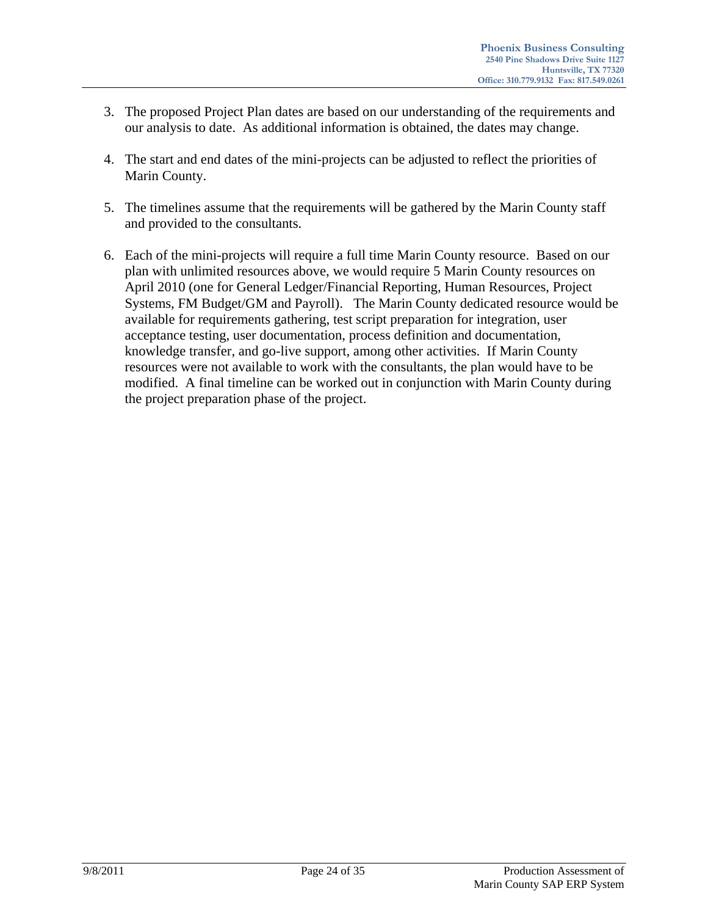3. The proposed Project Plan dates are based on our understanding of the requirements and our analysis to date. As additional information is obtained, the dates may change.

4. The start and end dates of the mini-projects can be adjusted to reflect the priorities of Marin County.

5. The timelines assume that the requirements will be gathered by the Marin County staff and provided to the consultants.

6. Each of the mini-projects will require a full time Marin County resource. Based on our plan with unlimited resources above, we would require 5 Marin County resources on April 2010 (one for General Ledger/Financial Reporting, Human Resources, Project Systems, FM Budget/GM and Payroll). The Marin County dedicated resource would be available for requirements gathering, test script preparation for integration, user acceptance testing, user documentation, process definition and documentation, knowledge transfer, and go-live support, among other activities. If Marin County resources were not available to work with the consultants, the plan would have to be modified. A final timeline can be worked out in conjunction with Marin County during the project preparation phase of the project.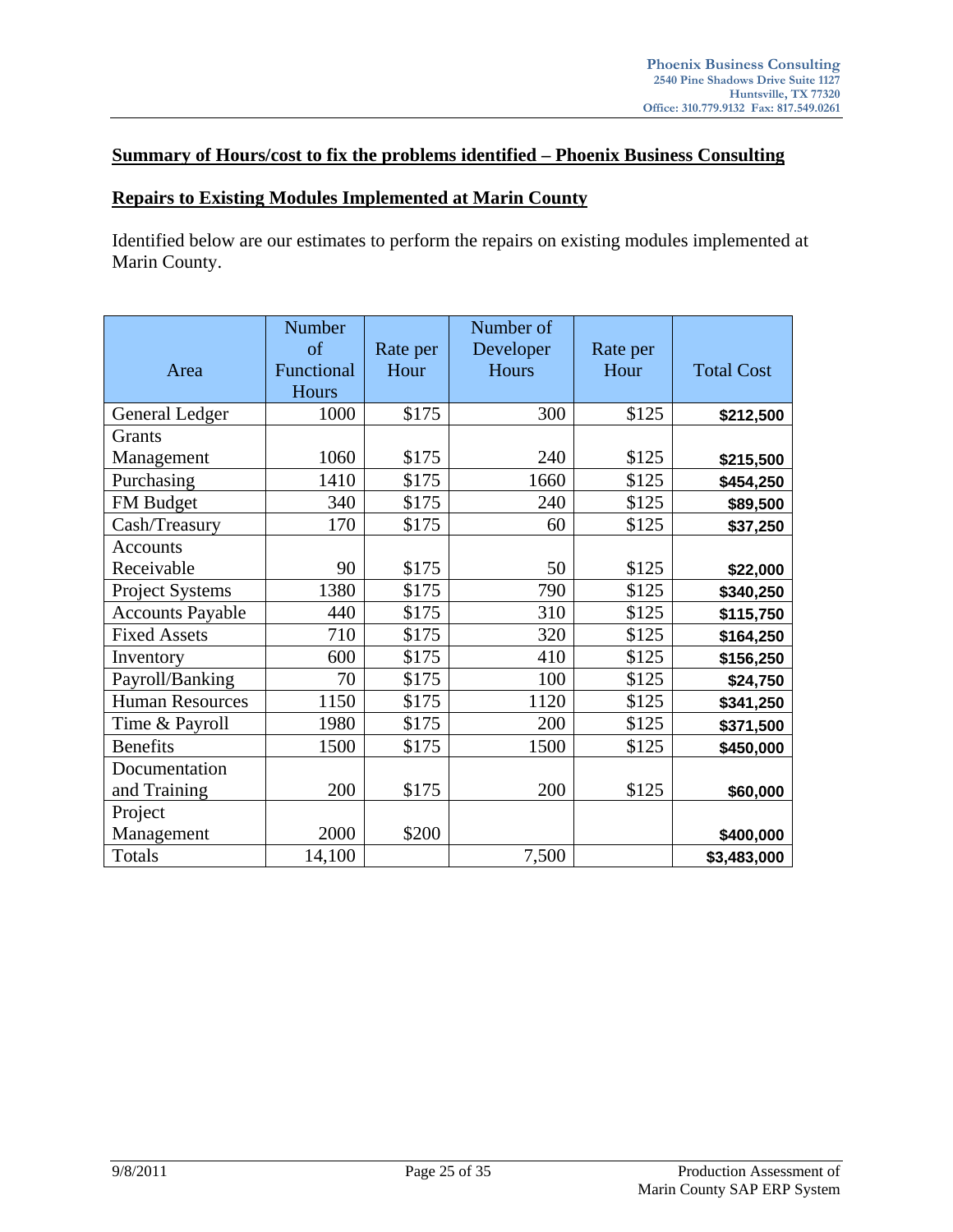## Summary of Hours/cost to fix the problems identified – Phoenix Business Consulting

### Repairs to Existing Modules Implemented at Marin County

Identified below are our estimates to perform the repairs on existing modules implemented at Marin County.

| Area | Number of Functional Hours | Rate per Hour | Number of Developer Hours | Rate per Hour | Total Cost |
|---|---|---|---|---|---|
| General Ledger | 1000 | $175 | 300 | $125 | **$212,500** |
| Grants Management | 1060 | $175 | 240 | $125 | **$215,500** |
| Purchasing | 1410 | $175 | 1660 | $125 | **$454,250** |
| FM Budget | 340 | $175 | 240 | $125 | **$89,500** |
| Cash/Treasury | 170 | $175 | 60 | $125 | **$37,250** |
| Accounts Receivable | 90 | $175 | 50 | $125 | **$22,000** |
| Project Systems | 1380 | $175 | 790 | $125 | **$340,250** |
| Accounts Payable | 440 | $175 | 310 | $125 | **$115,750** |
| Fixed Assets | 710 | $175 | 320 | $125 | **$164,250** |
| Inventory | 600 | $175 | 410 | $125 | **$156,250** |
| Payroll/Banking | 70 | $175 | 100 | $125 | **$24,750** |
| Human Resources | 1150 | $175 | 1120 | $125 | **$341,250** |
| Time & Payroll | 1980 | $175 | 200 | $125 | **$371,500** |
| Benefits | 1500 | $175 | 1500 | $125 | **$450,000** |
| Documentation and Training | 200 | $175 | 200 | $125 | **$60,000** |
| Project Management | 2000 | $200 | | | **$400,000** |
| Totals | 14,100 | | 7,500 | | **$3,483,000** |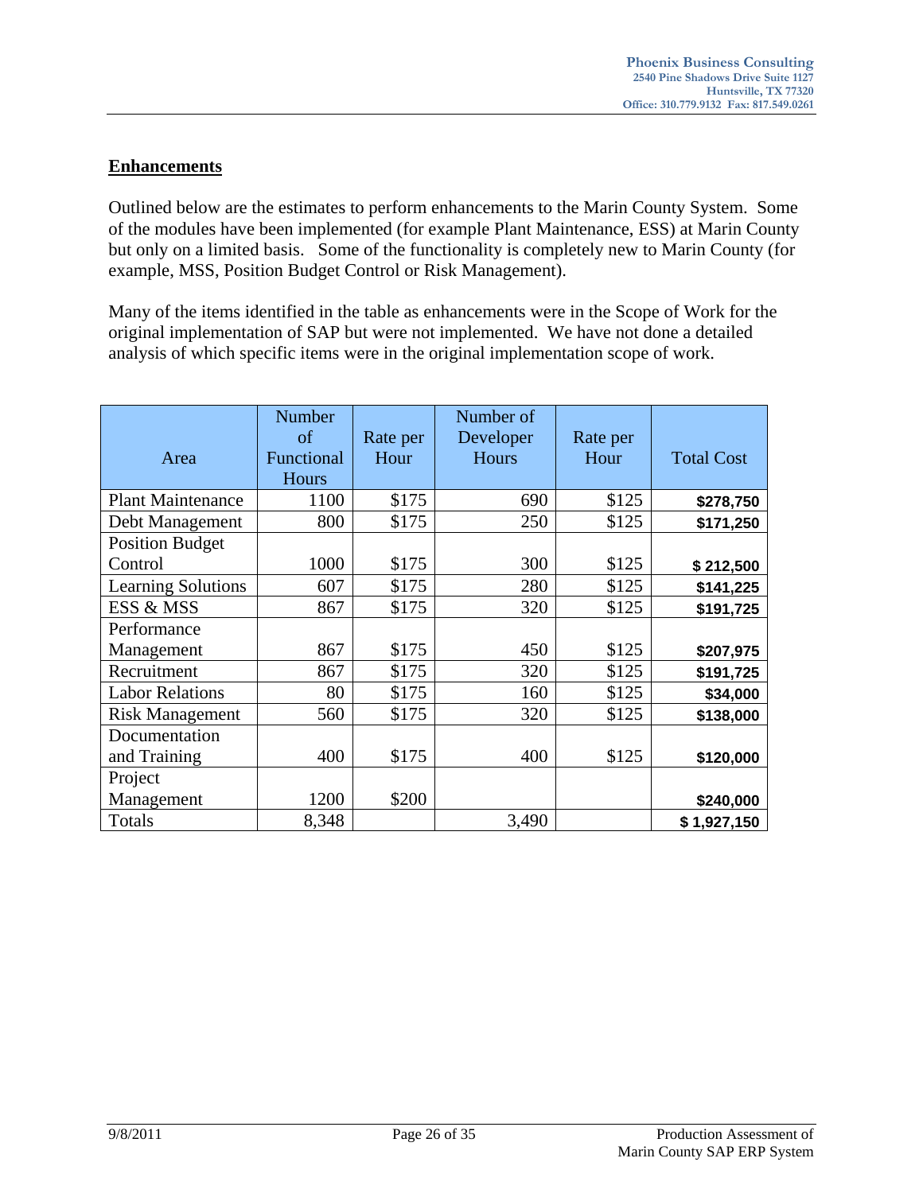## Enhancements

Outlined below are the estimates to perform enhancements to the Marin County System. Some of the modules have been implemented (for example Plant Maintenance, ESS) at Marin County but only on a limited basis. Some of the functionality is completely new to Marin County (for example, MSS, Position Budget Control or Risk Management).

Many of the items identified in the table as enhancements were in the Scope of Work for the original implementation of SAP but were not implemented. We have not done a detailed analysis of which specific items were in the original implementation scope of work.

| Area | Number of Functional Hours | Rate per Hour | Number of Developer Hours | Rate per Hour | Total Cost |
|---|---|---|---|---|---|
| Plant Maintenance | 1100 | $175 | 690 | $125 | $278,750 |
| Debt Management | 800 | $175 | 250 | $125 | $171,250 |
| Position Budget Control | 1000 | $175 | 300 | $125 | $ 212,500 |
| Learning Solutions | 607 | $175 | 280 | $125 | $141,225 |
| ESS & MSS | 867 | $175 | 320 | $125 | $191,725 |
| Performance Management | 867 | $175 | 450 | $125 | $207,975 |
| Recruitment | 867 | $175 | 320 | $125 | $191,725 |
| Labor Relations | 80 | $175 | 160 | $125 | $34,000 |
| Risk Management | 560 | $175 | 320 | $125 | $138,000 |
| Documentation and Training | 400 | $175 | 400 | $125 | $120,000 |
| Project Management | 1200 | $200 | | | $240,000 |
| Totals | 8,348 | | 3,490 | | $ 1,927,150 |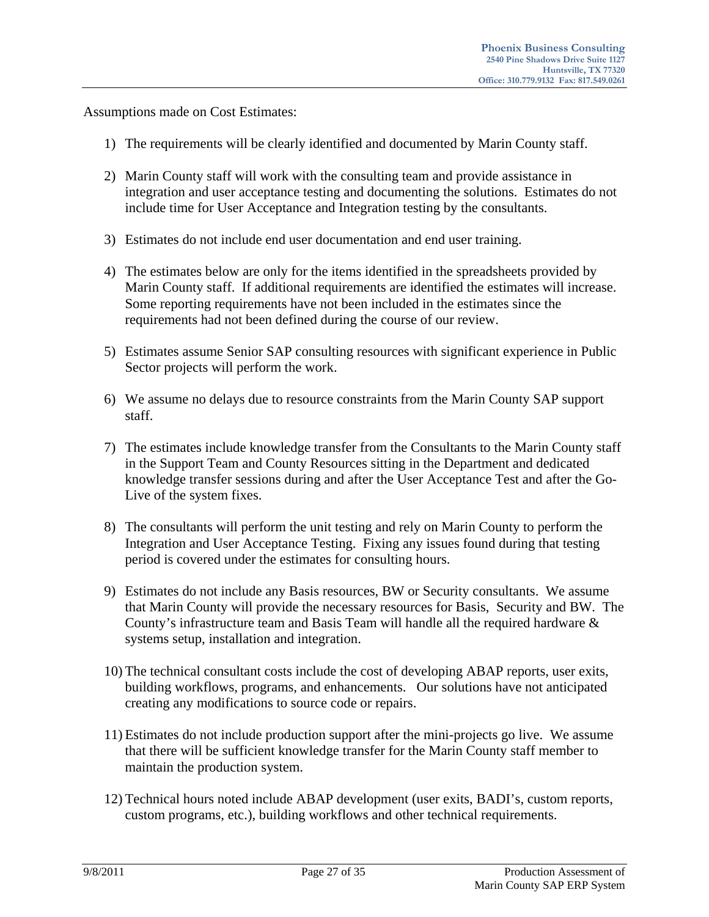Assumptions made on Cost Estimates:

1) The requirements will be clearly identified and documented by Marin County staff.

2) Marin County staff will work with the consulting team and provide assistance in integration and user acceptance testing and documenting the solutions. Estimates do not include time for User Acceptance and Integration testing by the consultants.

3) Estimates do not include end user documentation and end user training.

4) The estimates below are only for the items identified in the spreadsheets provided by Marin County staff. If additional requirements are identified the estimates will increase. Some reporting requirements have not been included in the estimates since the requirements had not been defined during the course of our review.

5) Estimates assume Senior SAP consulting resources with significant experience in Public Sector projects will perform the work.

6) We assume no delays due to resource constraints from the Marin County SAP support staff.

7) The estimates include knowledge transfer from the Consultants to the Marin County staff in the Support Team and County Resources sitting in the Department and dedicated knowledge transfer sessions during and after the User Acceptance Test and after the Go-Live of the system fixes.

8) The consultants will perform the unit testing and rely on Marin County to perform the Integration and User Acceptance Testing. Fixing any issues found during that testing period is covered under the estimates for consulting hours.

9) Estimates do not include any Basis resources, BW or Security consultants. We assume that Marin County will provide the necessary resources for Basis, Security and BW. The County's infrastructure team and Basis Team will handle all the required hardware & systems setup, installation and integration.

10) The technical consultant costs include the cost of developing ABAP reports, user exits, building workflows, programs, and enhancements. Our solutions have not anticipated creating any modifications to source code or repairs.

11) Estimates do not include production support after the mini-projects go live. We assume that there will be sufficient knowledge transfer for the Marin County staff member to maintain the production system.

12) Technical hours noted include ABAP development (user exits, BADI's, custom reports, custom programs, etc.), building workflows and other technical requirements.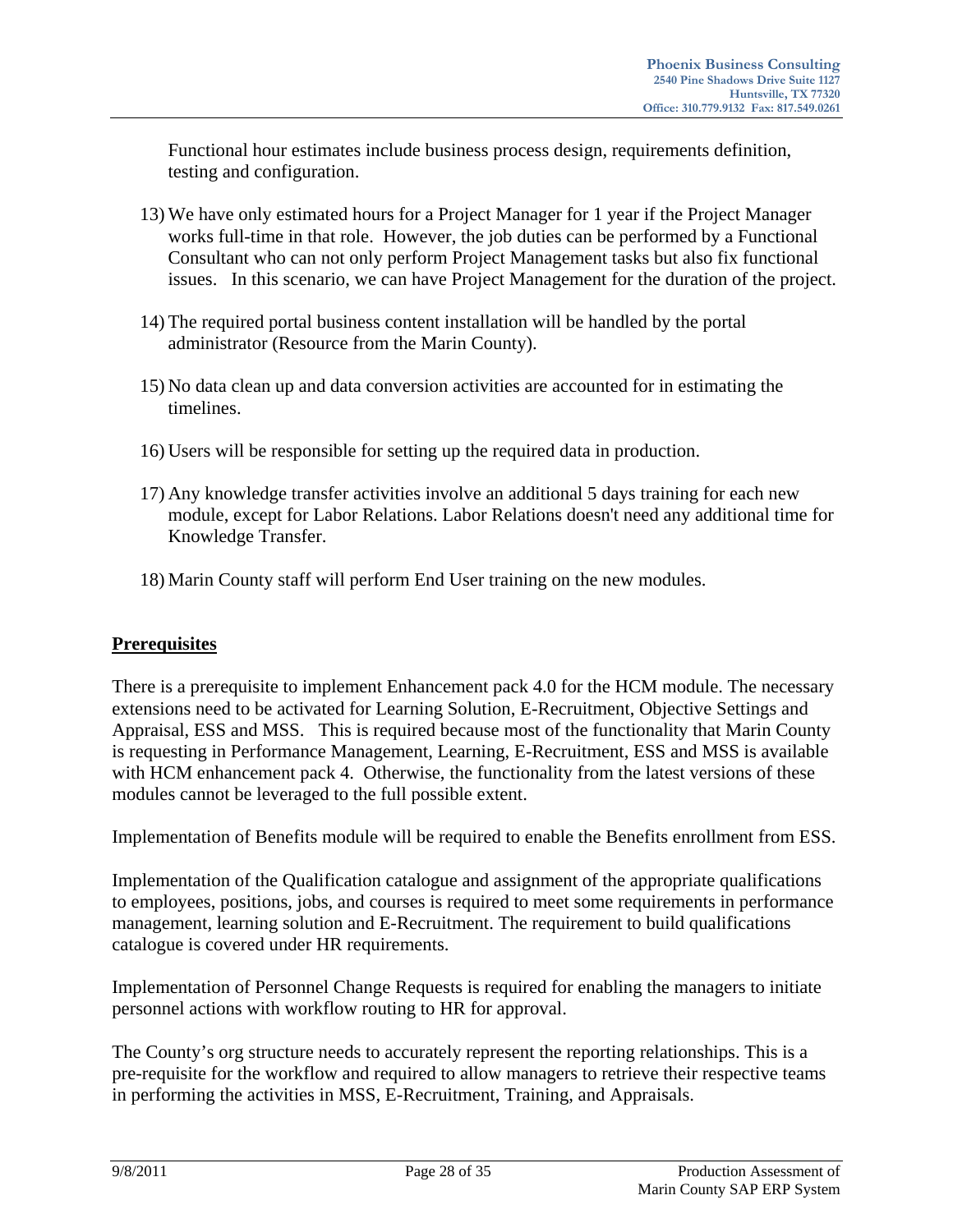Functional hour estimates include business process design, requirements definition, testing and configuration.

13) We have only estimated hours for a Project Manager for 1 year if the Project Manager works full-time in that role. However, the job duties can be performed by a Functional Consultant who can not only perform Project Management tasks but also fix functional issues. In this scenario, we can have Project Management for the duration of the project.

14) The required portal business content installation will be handled by the portal administrator (Resource from the Marin County).

15) No data clean up and data conversion activities are accounted for in estimating the timelines.

16) Users will be responsible for setting up the required data in production.

17) Any knowledge transfer activities involve an additional 5 days training for each new module, except for Labor Relations. Labor Relations doesn't need any additional time for Knowledge Transfer.

18) Marin County staff will perform End User training on the new modules.

## Prerequisites

There is a prerequisite to implement Enhancement pack 4.0 for the HCM module. The necessary extensions need to be activated for Learning Solution, E-Recruitment, Objective Settings and Appraisal, ESS and MSS. This is required because most of the functionality that Marin County is requesting in Performance Management, Learning, E-Recruitment, ESS and MSS is available with HCM enhancement pack 4. Otherwise, the functionality from the latest versions of these modules cannot be leveraged to the full possible extent.

Implementation of Benefits module will be required to enable the Benefits enrollment from ESS.

Implementation of the Qualification catalogue and assignment of the appropriate qualifications to employees, positions, jobs, and courses is required to meet some requirements in performance management, learning solution and E-Recruitment. The requirement to build qualifications catalogue is covered under HR requirements.

Implementation of Personnel Change Requests is required for enabling the managers to initiate personnel actions with workflow routing to HR for approval.

The County's org structure needs to accurately represent the reporting relationships. This is a pre-requisite for the workflow and required to allow managers to retrieve their respective teams in performing the activities in MSS, E-Recruitment, Training, and Appraisals.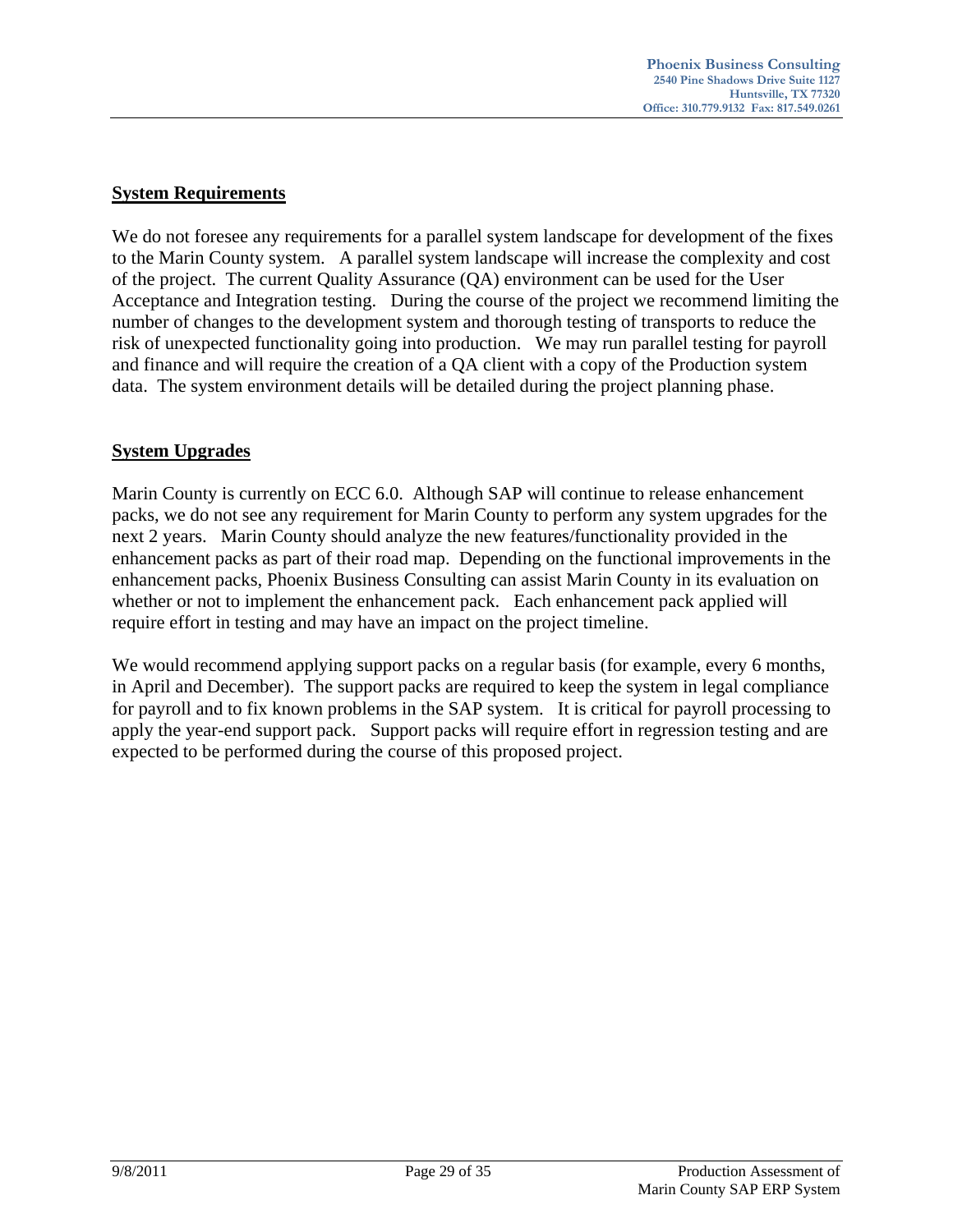## System Requirements

We do not foresee any requirements for a parallel system landscape for development of the fixes to the Marin County system. A parallel system landscape will increase the complexity and cost of the project. The current Quality Assurance (QA) environment can be used for the User Acceptance and Integration testing. During the course of the project we recommend limiting the number of changes to the development system and thorough testing of transports to reduce the risk of unexpected functionality going into production. We may run parallel testing for payroll and finance and will require the creation of a QA client with a copy of the Production system data. The system environment details will be detailed during the project planning phase.

## System Upgrades

Marin County is currently on ECC 6.0. Although SAP will continue to release enhancement packs, we do not see any requirement for Marin County to perform any system upgrades for the next 2 years. Marin County should analyze the new features/functionality provided in the enhancement packs as part of their road map. Depending on the functional improvements in the enhancement packs, Phoenix Business Consulting can assist Marin County in its evaluation on whether or not to implement the enhancement pack. Each enhancement pack applied will require effort in testing and may have an impact on the project timeline.

We would recommend applying support packs on a regular basis (for example, every 6 months, in April and December). The support packs are required to keep the system in legal compliance for payroll and to fix known problems in the SAP system. It is critical for payroll processing to apply the year-end support pack. Support packs will require effort in regression testing and are expected to be performed during the course of this proposed project.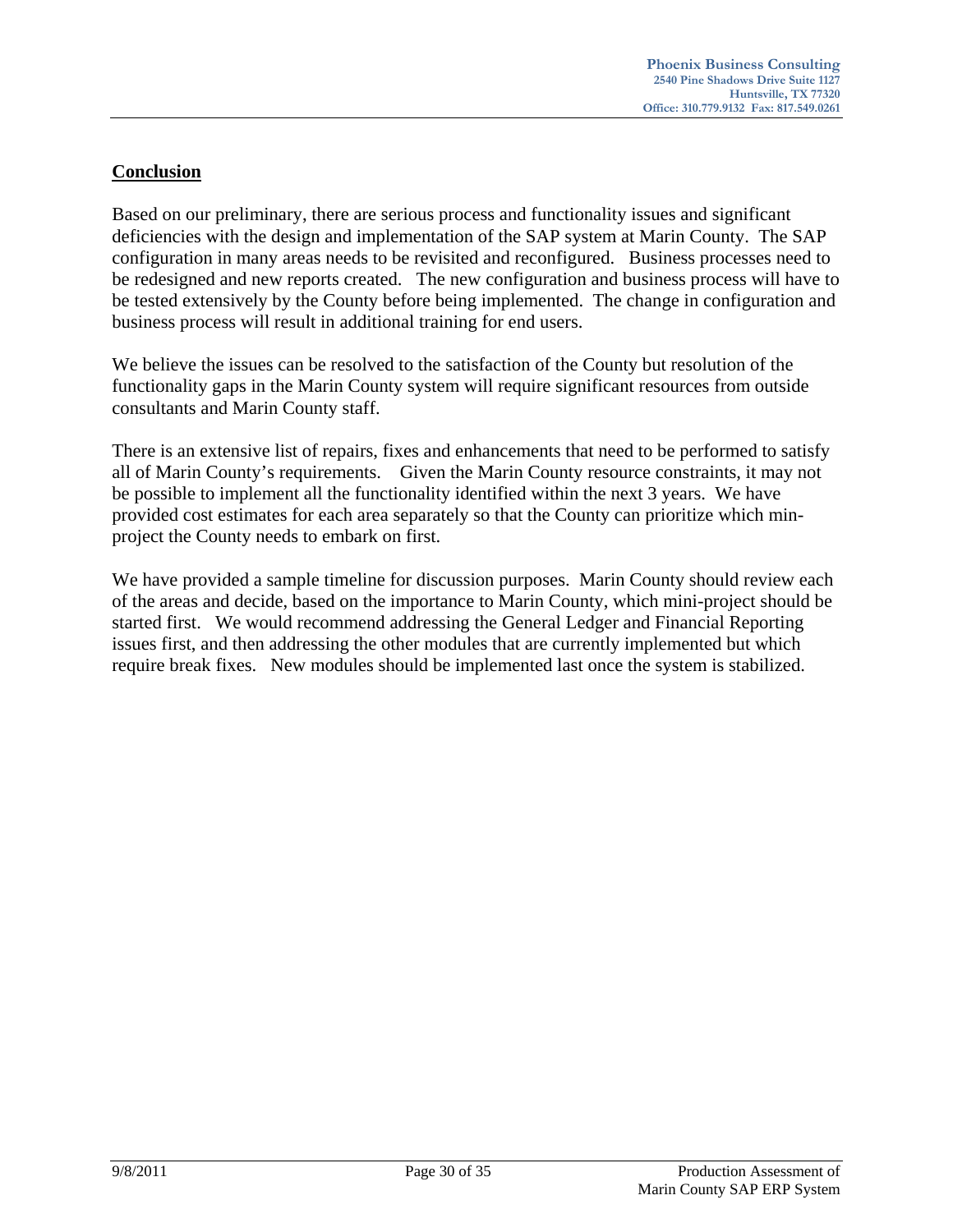## Conclusion

Based on our preliminary, there are serious process and functionality issues and significant deficiencies with the design and implementation of the SAP system at Marin County. The SAP configuration in many areas needs to be revisited and reconfigured. Business processes need to be redesigned and new reports created. The new configuration and business process will have to be tested extensively by the County before being implemented. The change in configuration and business process will result in additional training for end users.

We believe the issues can be resolved to the satisfaction of the County but resolution of the functionality gaps in the Marin County system will require significant resources from outside consultants and Marin County staff.

There is an extensive list of repairs, fixes and enhancements that need to be performed to satisfy all of Marin County's requirements. Given the Marin County resource constraints, it may not be possible to implement all the functionality identified within the next 3 years. We have provided cost estimates for each area separately so that the County can prioritize which min-project the County needs to embark on first.

We have provided a sample timeline for discussion purposes. Marin County should review each of the areas and decide, based on the importance to Marin County, which mini-project should be started first. We would recommend addressing the General Ledger and Financial Reporting issues first, and then addressing the other modules that are currently implemented but which require break fixes. New modules should be implemented last once the system is stabilized.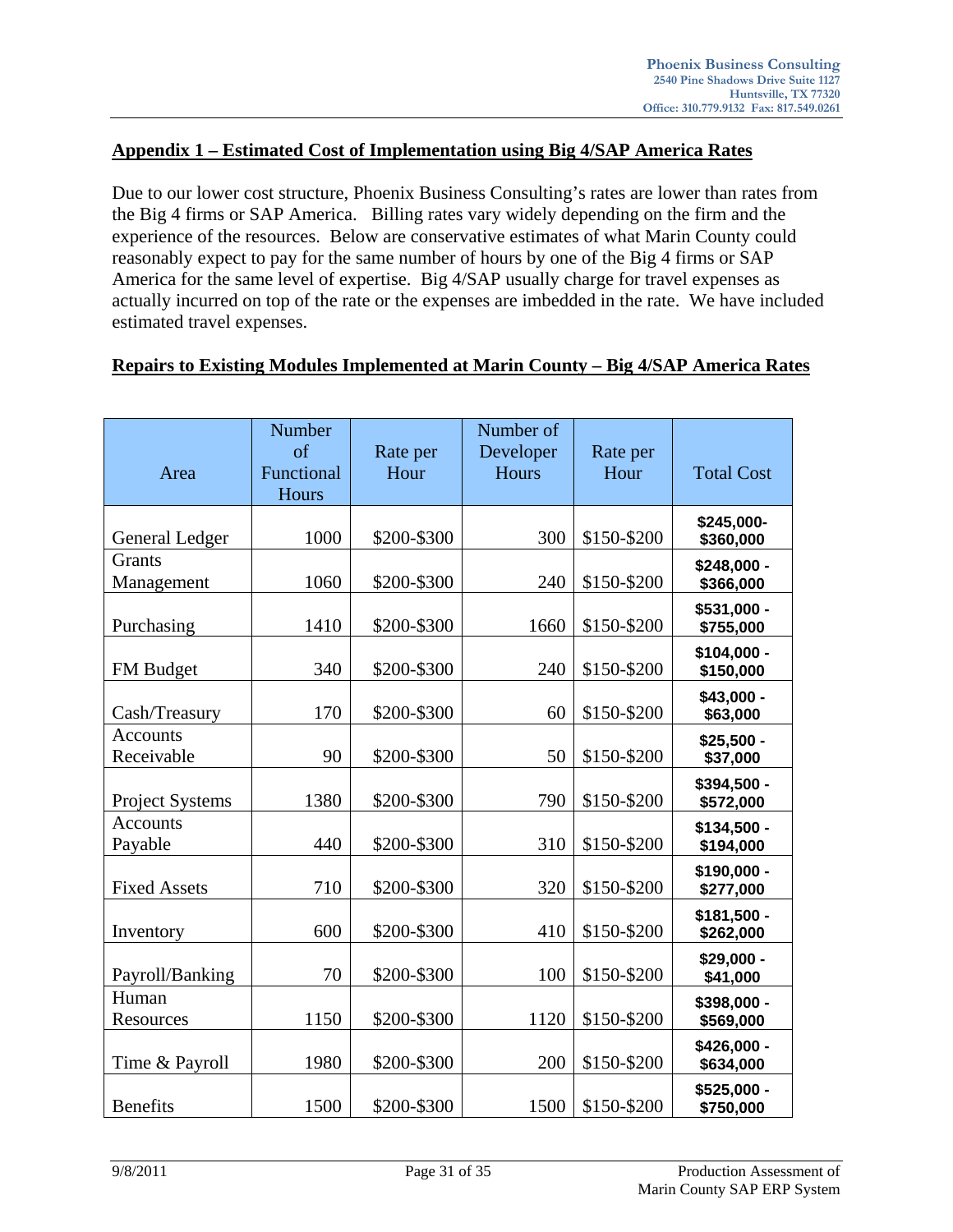## Appendix 1 – Estimated Cost of Implementation using Big 4/SAP America Rates

Due to our lower cost structure, Phoenix Business Consulting's rates are lower than rates from the Big 4 firms or SAP America. Billing rates vary widely depending on the firm and the experience of the resources. Below are conservative estimates of what Marin County could reasonably expect to pay for the same number of hours by one of the Big 4 firms or SAP America for the same level of expertise. Big 4/SAP usually charge for travel expenses as actually incurred on top of the rate or the expenses are imbedded in the rate. We have included estimated travel expenses.

### Repairs to Existing Modules Implemented at Marin County – Big 4/SAP America Rates

| Area | Number of Functional Hours | Rate per Hour | Number of Developer Hours | Rate per Hour | Total Cost |
|---|---|---|---|---|---|
| General Ledger | 1000 | $200-$300 | 300 | $150-$200 | **$245,000-$360,000** |
| Grants Management | 1060 | $200-$300 | 240 | $150-$200 | **$248,000 - $366,000** |
| Purchasing | 1410 | $200-$300 | 1660 | $150-$200 | **$531,000 - $755,000** |
| FM Budget | 340 | $200-$300 | 240 | $150-$200 | **$104,000 - $150,000** |
| Cash/Treasury | 170 | $200-$300 | 60 | $150-$200 | **$43,000 - $63,000** |
| Accounts Receivable | 90 | $200-$300 | 50 | $150-$200 | **$25,500 - $37,000** |
| Project Systems | 1380 | $200-$300 | 790 | $150-$200 | **$394,500 - $572,000** |
| Accounts Payable | 440 | $200-$300 | 310 | $150-$200 | **$134,500 - $194,000** |
| Fixed Assets | 710 | $200-$300 | 320 | $150-$200 | **$190,000 - $277,000** |
| Inventory | 600 | $200-$300 | 410 | $150-$200 | **$181,500 - $262,000** |
| Payroll/Banking | 70 | $200-$300 | 100 | $150-$200 | **$29,000 - $41,000** |
| Human Resources | 1150 | $200-$300 | 1120 | $150-$200 | **$398,000 - $569,000** |
| Time & Payroll | 1980 | $200-$300 | 200 | $150-$200 | **$426,000 - $634,000** |
| Benefits | 1500 | $200-$300 | 1500 | $150-$200 | **$525,000 - $750,000** |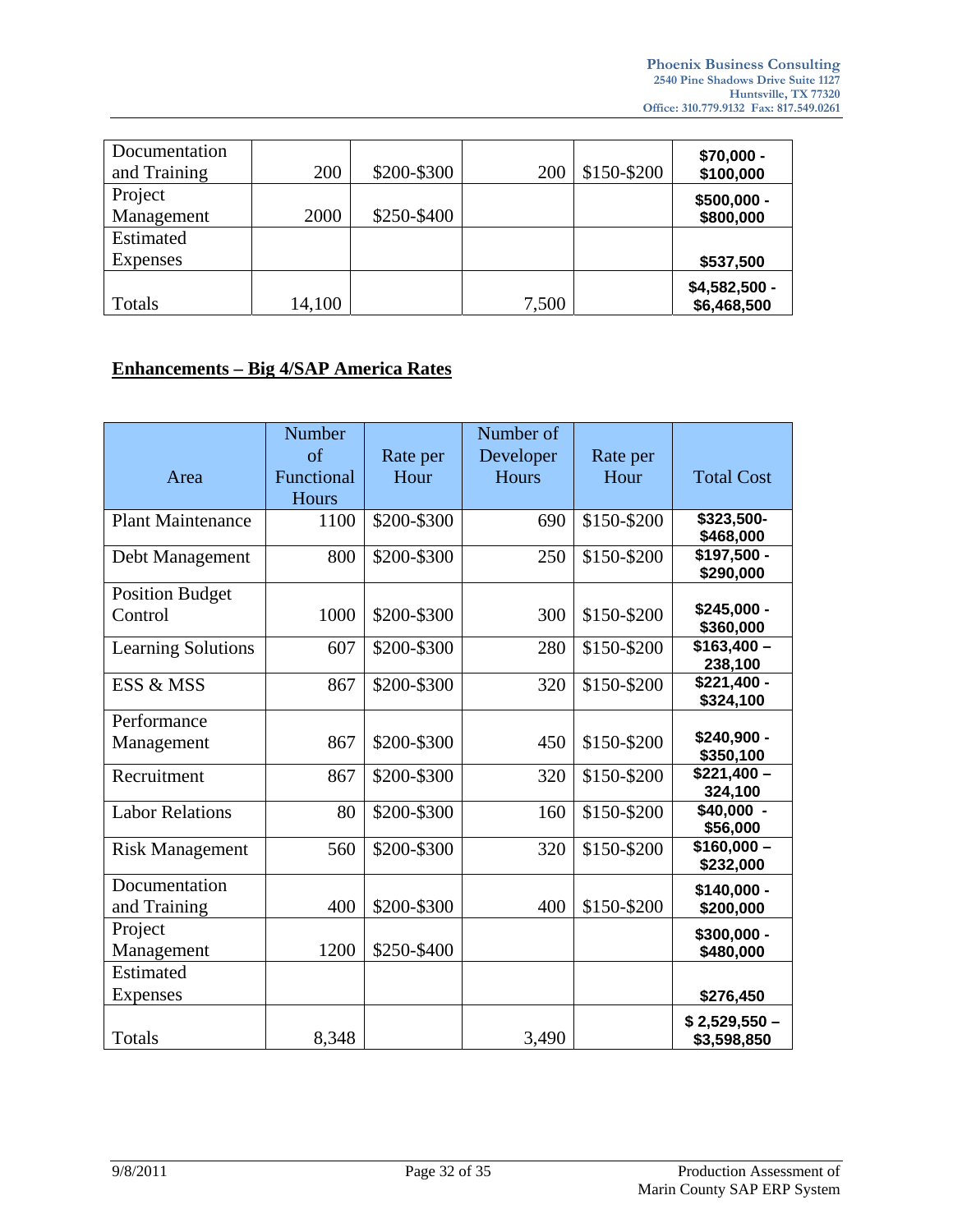| Documentation and Training | 200 | $200-$300 | 200 | $150-$200 | $70,000 - $100,000 |
|---|---|---|---|---|---|
| Project Management | 2000 | $250-$400 | | | $500,000 - $800,000 |
| Estimated Expenses | | | | | $537,500 |
| Totals | 14,100 | | 7,500 | | $4,582,500 - $6,468,500 |

**Enhancements – Big 4/SAP America Rates**

| Area | Number of Functional Hours | Rate per Hour | Number of Developer Hours | Rate per Hour | Total Cost |
|---|---|---|---|---|---|
| Plant Maintenance | 1100 | $200-$300 | 690 | $150-$200 | $323,500- $468,000 |
| Debt Management | 800 | $200-$300 | 250 | $150-$200 | $197,500 - $290,000 |
| Position Budget Control | 1000 | $200-$300 | 300 | $150-$200 | $245,000 - $360,000 |
| Learning Solutions | 607 | $200-$300 | 280 | $150-$200 | $163,400 – 238,100 |
| ESS & MSS | 867 | $200-$300 | 320 | $150-$200 | $221,400 - $324,100 |
| Performance Management | 867 | $200-$300 | 450 | $150-$200 | $240,900 - $350,100 |
| Recruitment | 867 | $200-$300 | 320 | $150-$200 | $221,400 – 324,100 |
| Labor Relations | 80 | $200-$300 | 160 | $150-$200 | $40,000 - $56,000 |
| Risk Management | 560 | $200-$300 | 320 | $150-$200 | $160,000 – $232,000 |
| Documentation and Training | 400 | $200-$300 | 400 | $150-$200 | $140,000 - $200,000 |
| Project Management | 1200 | $250-$400 | | | $300,000 - $480,000 |
| Estimated Expenses | | | | | $276,450 |
| Totals | 8,348 | | 3,490 | | $ 2,529,550 – $3,598,850 |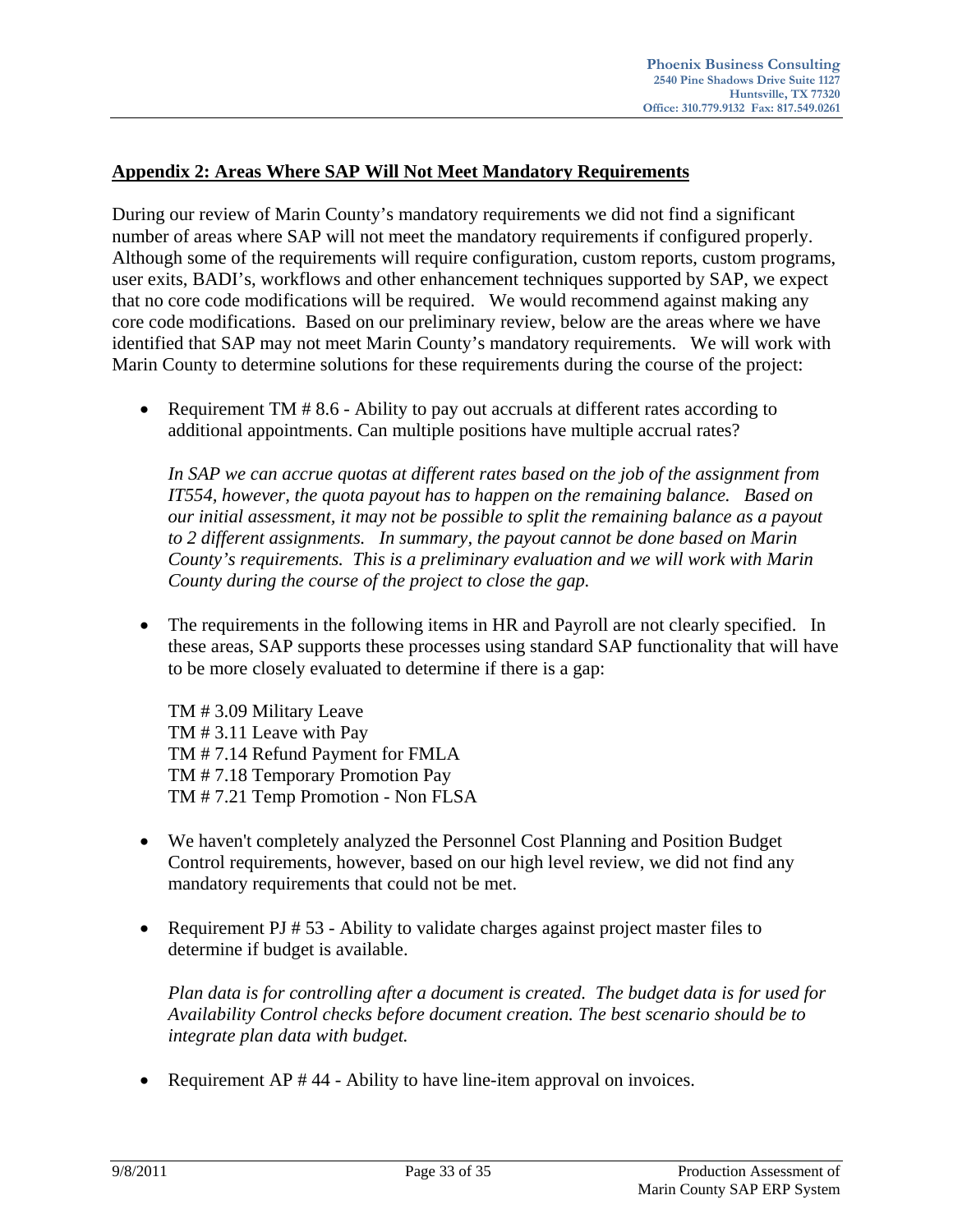**Appendix 2: Areas Where SAP Will Not Meet Mandatory Requirements**

During our review of Marin County's mandatory requirements we did not find a significant number of areas where SAP will not meet the mandatory requirements if configured properly. Although some of the requirements will require configuration, custom reports, custom programs, user exits, BADI's, workflows and other enhancement techniques supported by SAP, we expect that no core code modifications will be required. We would recommend against making any core code modifications. Based on our preliminary review, below are the areas where we have identified that SAP may not meet Marin County's mandatory requirements. We will work with Marin County to determine solutions for these requirements during the course of the project:

- Requirement TM # 8.6 - Ability to pay out accruals at different rates according to additional appointments. Can multiple positions have multiple accrual rates?

  *In SAP we can accrue quotas at different rates based on the job of the assignment from IT554, however, the quota payout has to happen on the remaining balance. Based on our initial assessment, it may not be possible to split the remaining balance as a payout to 2 different assignments. In summary, the payout cannot be done based on Marin County's requirements. This is a preliminary evaluation and we will work with Marin County during the course of the project to close the gap.*

- The requirements in the following items in HR and Payroll are not clearly specified. In these areas, SAP supports these processes using standard SAP functionality that will have to be more closely evaluated to determine if there is a gap:

  TM # 3.09 Military Leave
  TM # 3.11 Leave with Pay
  TM # 7.14 Refund Payment for FMLA
  TM # 7.18 Temporary Promotion Pay
  TM # 7.21 Temp Promotion - Non FLSA

- We haven't completely analyzed the Personnel Cost Planning and Position Budget Control requirements, however, based on our high level review, we did not find any mandatory requirements that could not be met.

- Requirement PJ # 53 - Ability to validate charges against project master files to determine if budget is available.

  *Plan data is for controlling after a document is created. The budget data is for used for Availability Control checks before document creation. The best scenario should be to integrate plan data with budget.*

- Requirement AP # 44 - Ability to have line-item approval on invoices.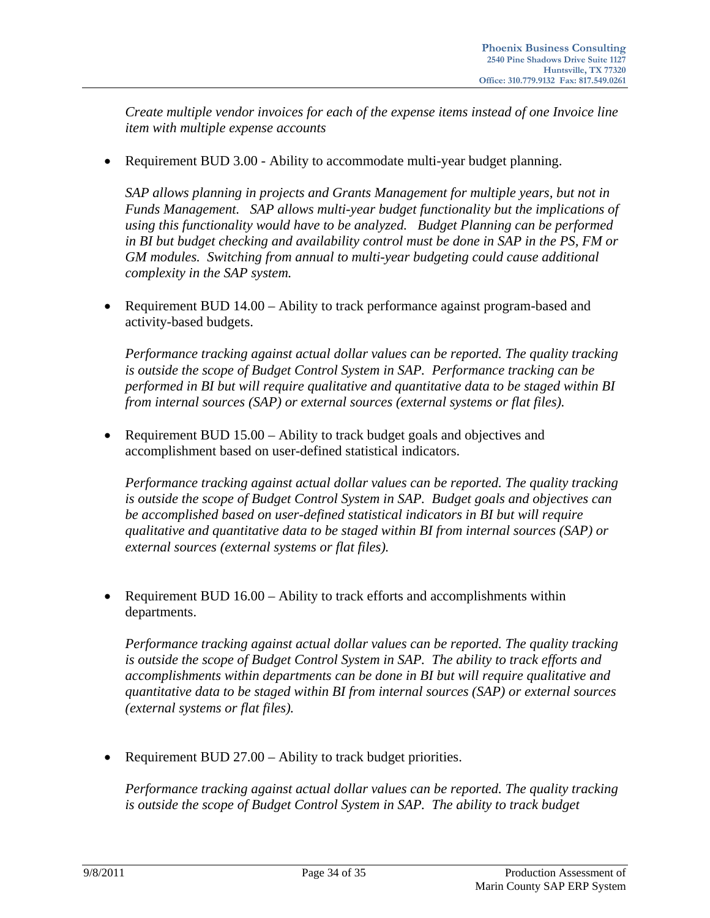*Create multiple vendor invoices for each of the expense items instead of one Invoice line item with multiple expense accounts*

- Requirement BUD 3.00 - Ability to accommodate multi-year budget planning.

  *SAP allows planning in projects and Grants Management for multiple years, but not in Funds Management. SAP allows multi-year budget functionality but the implications of using this functionality would have to be analyzed. Budget Planning can be performed in BI but budget checking and availability control must be done in SAP in the PS, FM or GM modules. Switching from annual to multi-year budgeting could cause additional complexity in the SAP system.*

- Requirement BUD 14.00 – Ability to track performance against program-based and activity-based budgets.

  *Performance tracking against actual dollar values can be reported. The quality tracking is outside the scope of Budget Control System in SAP. Performance tracking can be performed in BI but will require qualitative and quantitative data to be staged within BI from internal sources (SAP) or external sources (external systems or flat files).*

- Requirement BUD 15.00 – Ability to track budget goals and objectives and accomplishment based on user-defined statistical indicators.

  *Performance tracking against actual dollar values can be reported. The quality tracking is outside the scope of Budget Control System in SAP. Budget goals and objectives can be accomplished based on user-defined statistical indicators in BI but will require qualitative and quantitative data to be staged within BI from internal sources (SAP) or external sources (external systems or flat files).*

- Requirement BUD 16.00 – Ability to track efforts and accomplishments within departments.

  *Performance tracking against actual dollar values can be reported. The quality tracking is outside the scope of Budget Control System in SAP. The ability to track efforts and accomplishments within departments can be done in BI but will require qualitative and quantitative data to be staged within BI from internal sources (SAP) or external sources (external systems or flat files).*

- Requirement BUD 27.00 – Ability to track budget priorities.

  *Performance tracking against actual dollar values can be reported. The quality tracking is outside the scope of Budget Control System in SAP. The ability to track budget*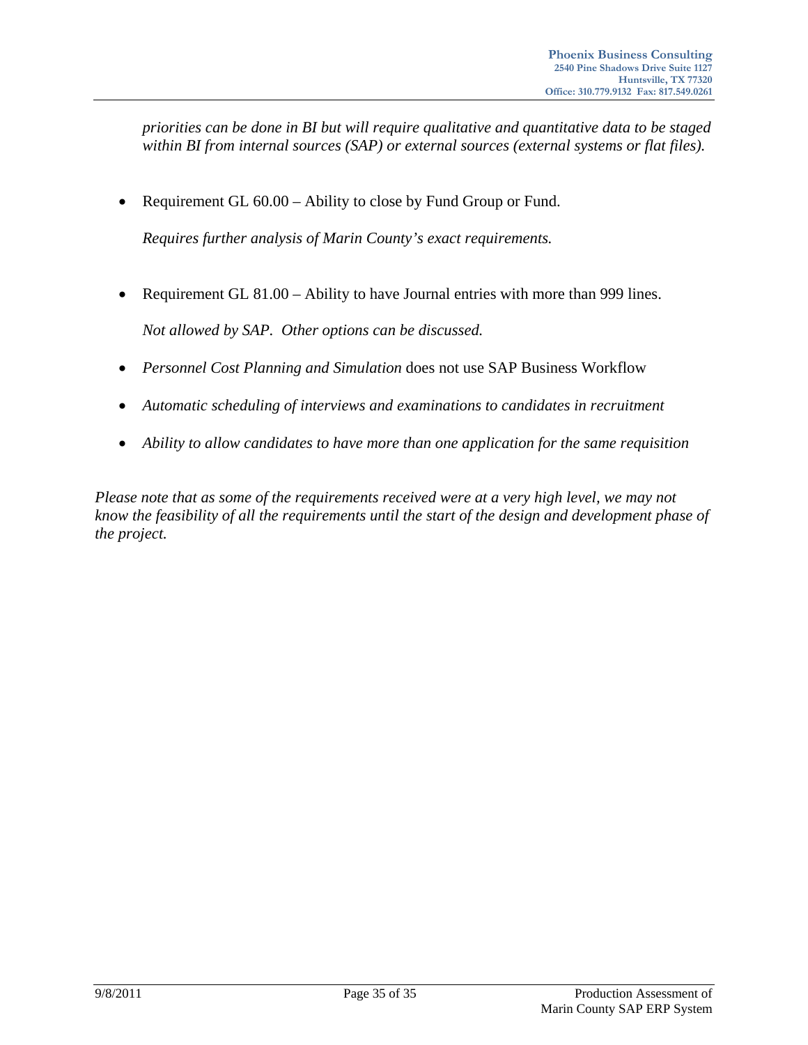*priorities can be done in BI but will require qualitative and quantitative data to be staged within BI from internal sources (SAP) or external sources (external systems or flat files).*

- Requirement GL 60.00 – Ability to close by Fund Group or Fund.

  *Requires further analysis of Marin County's exact requirements.*

- Requirement GL 81.00 – Ability to have Journal entries with more than 999 lines.

  *Not allowed by SAP. Other options can be discussed.*

- *Personnel Cost Planning and Simulation* does not use SAP Business Workflow

- *Automatic scheduling of interviews and examinations to candidates in recruitment*

- *Ability to allow candidates to have more than one application for the same requisition*

*Please note that as some of the requirements received were at a very high level, we may not know the feasibility of all the requirements until the start of the design and development phase of the project.*